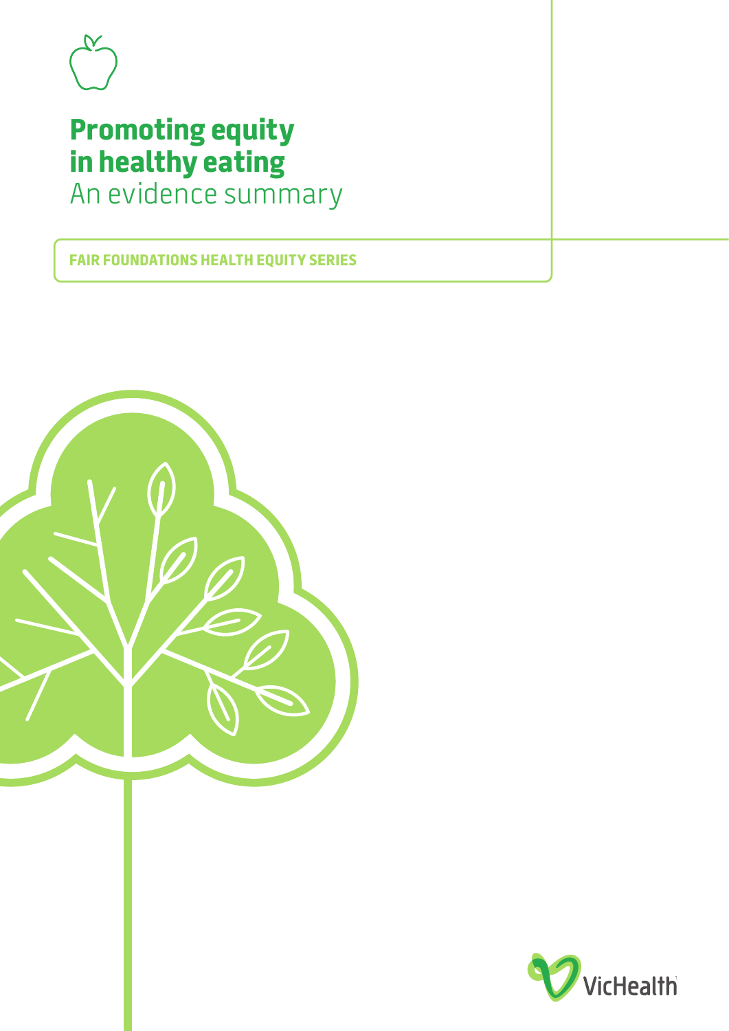# Promoting equity in healthy eating

## An evidence summary

**FAIR FOUNDATIONS HEALTH EQUITY SERIES**

VicHealth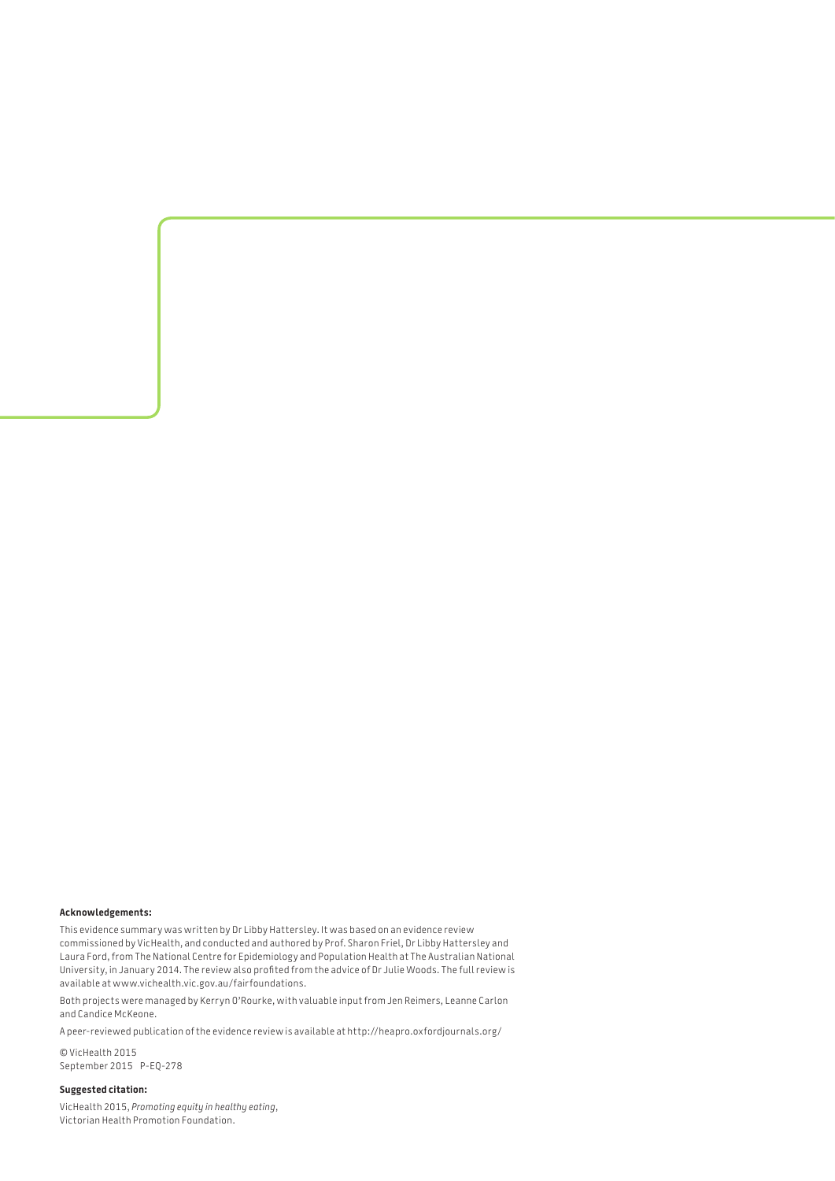**Acknowledgements:**

This evidence summary was written by Dr Libby Hattersley. It was based on an evidence review commissioned by VicHealth, and conducted and authored by Prof. Sharon Friel, Dr Libby Hattersley and Laura Ford, from The National Centre for Epidemiology and Population Health at The Australian National University, in January 2014. The review also profited from the advice of Dr Julie Woods. The full review is available at www.vichealth.vic.gov.au/fairfoundations.

Both projects were managed by Kerryn O'Rourke, with valuable input from Jen Reimers, Leanne Carlon and Candice McKeone.

A peer-reviewed publication of the evidence review is available at http://heapro.oxfordjournals.org/

© VicHealth 2015
September 2015 P-EQ-278

**Suggested citation:**

VicHealth 2015, *Promoting equity in healthy eating*, Victorian Health Promotion Foundation.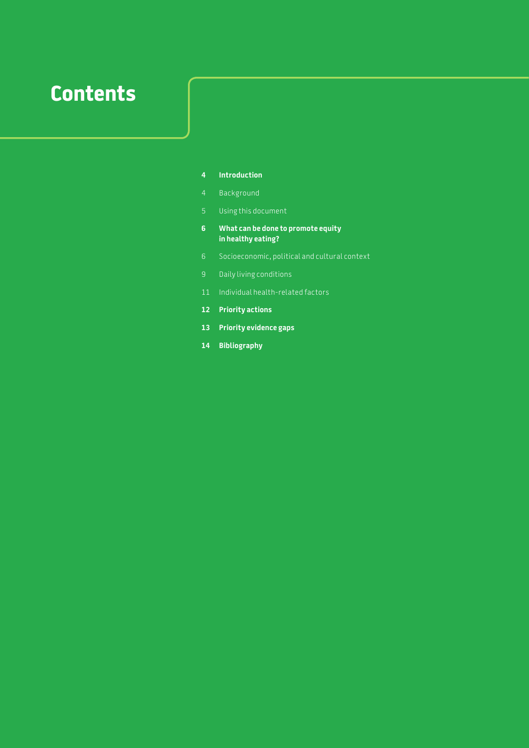# Contents

**4 Introduction**

4 Background

5 Using this document

**6 What can be done to promote equity in healthy eating?**

6 Socioeconomic, political and cultural context

9 Daily living conditions

11 Individual health-related factors

**12 Priority actions**

**13 Priority evidence gaps**

**14 Bibliography**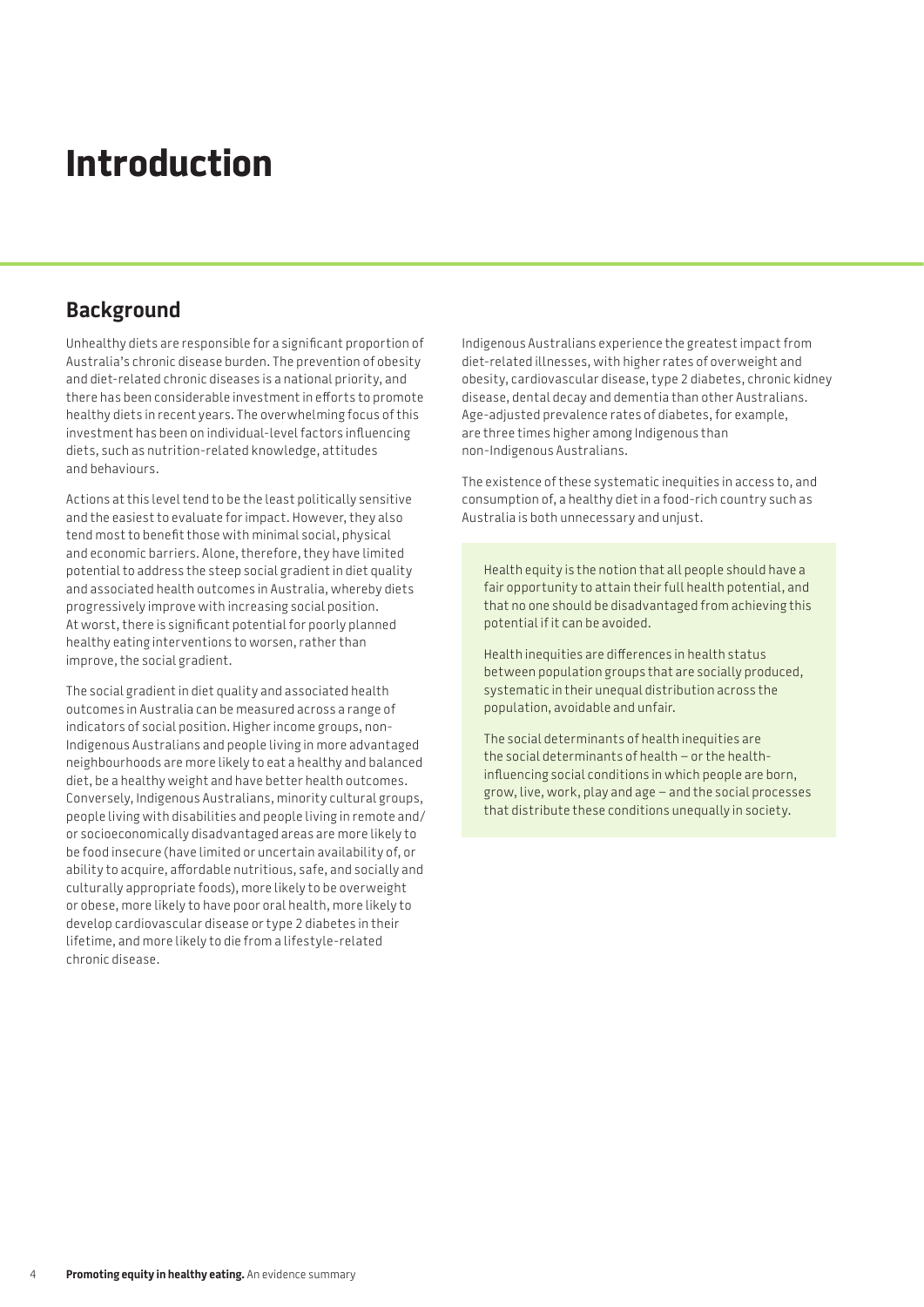# Introduction

## Background

Unhealthy diets are responsible for a significant proportion of Australia's chronic disease burden. The prevention of obesity and diet-related chronic diseases is a national priority, and there has been considerable investment in efforts to promote healthy diets in recent years. The overwhelming focus of this investment has been on individual-level factors influencing diets, such as nutrition-related knowledge, attitudes and behaviours.

Actions at this level tend to be the least politically sensitive and the easiest to evaluate for impact. However, they also tend most to benefit those with minimal social, physical and economic barriers. Alone, therefore, they have limited potential to address the steep social gradient in diet quality and associated health outcomes in Australia, whereby diets progressively improve with increasing social position. At worst, there is significant potential for poorly planned healthy eating interventions to worsen, rather than improve, the social gradient.

The social gradient in diet quality and associated health outcomes in Australia can be measured across a range of indicators of social position. Higher income groups, non-Indigenous Australians and people living in more advantaged neighbourhoods are more likely to eat a healthy and balanced diet, be a healthy weight and have better health outcomes. Conversely, Indigenous Australians, minority cultural groups, people living with disabilities and people living in remote and/or socioeconomically disadvantaged areas are more likely to be food insecure (have limited or uncertain availability of, or ability to acquire, affordable nutritious, safe, and socially and culturally appropriate foods), more likely to be overweight or obese, more likely to have poor oral health, more likely to develop cardiovascular disease or type 2 diabetes in their lifetime, and more likely to die from a lifestyle-related chronic disease.

Indigenous Australians experience the greatest impact from diet-related illnesses, with higher rates of overweight and obesity, cardiovascular disease, type 2 diabetes, chronic kidney disease, dental decay and dementia than other Australians. Age-adjusted prevalence rates of diabetes, for example, are three times higher among Indigenous than non-Indigenous Australians.

The existence of these systematic inequities in access to, and consumption of, a healthy diet in a food-rich country such as Australia is both unnecessary and unjust.

> Health equity is the notion that all people should have a fair opportunity to attain their full health potential, and that no one should be disadvantaged from achieving this potential if it can be avoided.
>
> Health inequities are differences in health status between population groups that are socially produced, systematic in their unequal distribution across the population, avoidable and unfair.
>
> The social determinants of health inequities are the social determinants of health – or the health-influencing social conditions in which people are born, grow, live, work, play and age – and the social processes that distribute these conditions unequally in society.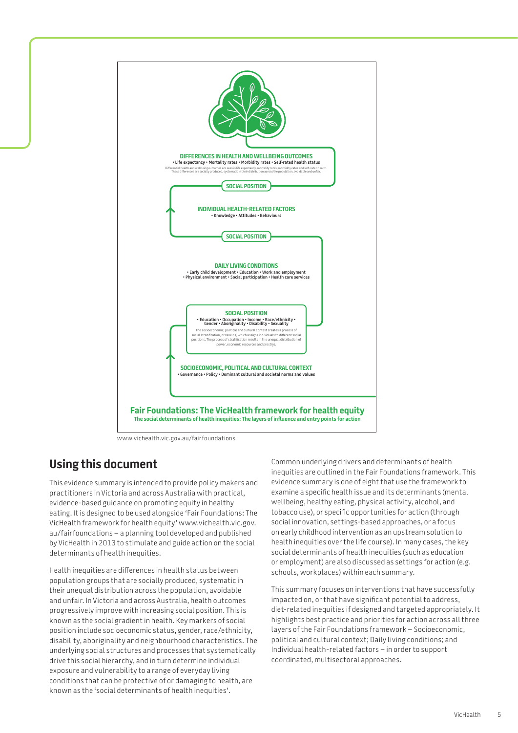DIFFERENCES IN HEALTH AND WELLBEING OUTCOMES
• Life expectancy • Mortality rates • Morbidity rates • Self-rated health status
Differential health and wellbeing outcomes are seen in life expectancy, mortality rates, morbidity rates and self-rated health. These differences are socially produced, systematic in their distribution across the population, avoidable and unfair.

SOCIAL POSITION

INDIVIDUAL HEALTH-RELATED FACTORS
• Knowledge • Attitudes • Behaviours

SOCIAL POSITION

DAILY LIVING CONDITIONS
• Early child development • Education • Work and employment
• Physical environment • Social participation • Health care services

SOCIAL POSITION
• Education • Occupation • Income • Race/ethnicity • Gender • Aboriginality • Disability • Sexuality
The socioeconomic, political and cultural context creates a process of social stratification, or ranking, which assigns individuals to different social positions. The process of stratification results in the unequal distribution of power, economic resources and prestige.

SOCIOECONOMIC, POLITICAL AND CULTURAL CONTEXT
• Governance • Policy • Dominant cultural and societal norms and values

**Fair Foundations: The VicHealth framework for health equity**
**The social determinants of health inequities: The layers of influence and entry points for action**

www.vichealth.vic.gov.au/fairfoundations

## Using this document

This evidence summary is intended to provide policy makers and practitioners in Victoria and across Australia with practical, evidence-based guidance on promoting equity in healthy eating. It is designed to be used alongside 'Fair Foundations: The VicHealth framework for health equity' www.vichealth.vic.gov.au/fairfoundations – a planning tool developed and published by VicHealth in 2013 to stimulate and guide action on the social determinants of health inequities.

Health inequities are differences in health status between population groups that are socially produced, systematic in their unequal distribution across the population, avoidable and unfair. In Victoria and across Australia, health outcomes progressively improve with increasing social position. This is known as the social gradient in health. Key markers of social position include socioeconomic status, gender, race/ethnicity, disability, aboriginality and neighbourhood characteristics. The underlying social structures and processes that systematically drive this social hierarchy, and in turn determine individual exposure and vulnerability to a range of everyday living conditions that can be protective of or damaging to health, are known as the 'social determinants of health inequities'.

Common underlying drivers and determinants of health inequities are outlined in the Fair Foundations framework. This evidence summary is one of eight that use the framework to examine a specific health issue and its determinants (mental wellbeing, healthy eating, physical activity, alcohol, and tobacco use), or specific opportunities for action (through social innovation, settings-based approaches, or a focus on early childhood intervention as an upstream solution to health inequities over the life course). In many cases, the key social determinants of health inequities (such as education or employment) are also discussed as settings for action (e.g. schools, workplaces) within each summary.

This summary focuses on interventions that have successfully impacted on, or that have significant potential to address, diet-related inequities if designed and targeted appropriately. It highlights best practice and priorities for action across all three layers of the Fair Foundations framework – Socioeconomic, political and cultural context; Daily living conditions; and Individual health-related factors – in order to support coordinated, multisectoral approaches.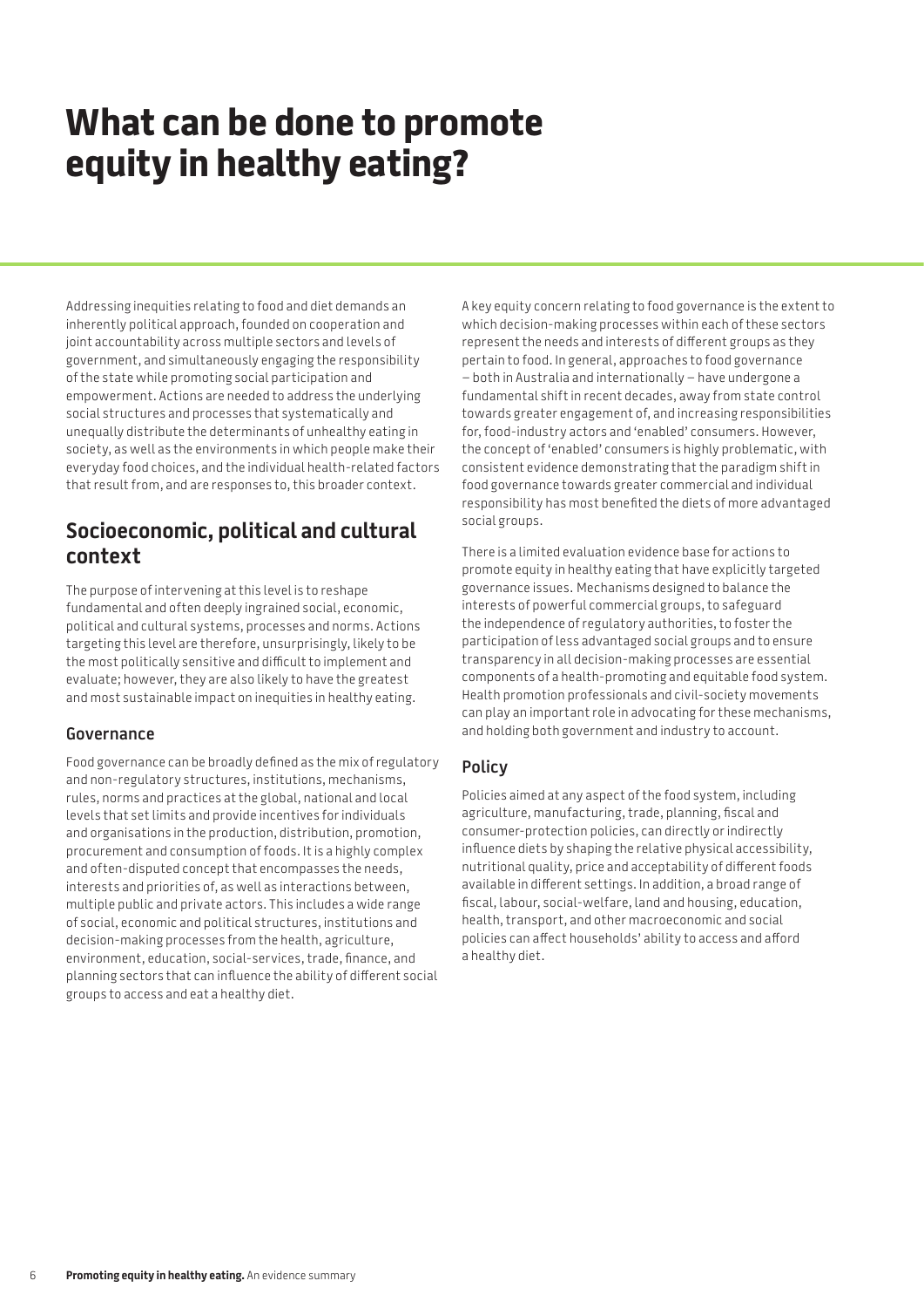# What can be done to promote equity in healthy eating?

Addressing inequities relating to food and diet demands an inherently political approach, founded on cooperation and joint accountability across multiple sectors and levels of government, and simultaneously engaging the responsibility of the state while promoting social participation and empowerment. Actions are needed to address the underlying social structures and processes that systematically and unequally distribute the determinants of unhealthy eating in society, as well as the environments in which people make their everyday food choices, and the individual health-related factors that result from, and are responses to, this broader context.

## Socioeconomic, political and cultural context

The purpose of intervening at this level is to reshape fundamental and often deeply ingrained social, economic, political and cultural systems, processes and norms. Actions targeting this level are therefore, unsurprisingly, likely to be the most politically sensitive and difficult to implement and evaluate; however, they are also likely to have the greatest and most sustainable impact on inequities in healthy eating.

### Governance

Food governance can be broadly defined as the mix of regulatory and non-regulatory structures, institutions, mechanisms, rules, norms and practices at the global, national and local levels that set limits and provide incentives for individuals and organisations in the production, distribution, promotion, procurement and consumption of foods. It is a highly complex and often-disputed concept that encompasses the needs, interests and priorities of, as well as interactions between, multiple public and private actors. This includes a wide range of social, economic and political structures, institutions and decision-making processes from the health, agriculture, environment, education, social-services, trade, finance, and planning sectors that can influence the ability of different social groups to access and eat a healthy diet.

A key equity concern relating to food governance is the extent to which decision-making processes within each of these sectors represent the needs and interests of different groups as they pertain to food. In general, approaches to food governance – both in Australia and internationally – have undergone a fundamental shift in recent decades, away from state control towards greater engagement of, and increasing responsibilities for, food-industry actors and 'enabled' consumers. However, the concept of 'enabled' consumers is highly problematic, with consistent evidence demonstrating that the paradigm shift in food governance towards greater commercial and individual responsibility has most benefited the diets of more advantaged social groups.

There is a limited evaluation evidence base for actions to promote equity in healthy eating that have explicitly targeted governance issues. Mechanisms designed to balance the interests of powerful commercial groups, to safeguard the independence of regulatory authorities, to foster the participation of less advantaged social groups and to ensure transparency in all decision-making processes are essential components of a health-promoting and equitable food system. Health promotion professionals and civil-society movements can play an important role in advocating for these mechanisms, and holding both government and industry to account.

### Policy

Policies aimed at any aspect of the food system, including agriculture, manufacturing, trade, planning, fiscal and consumer-protection policies, can directly or indirectly influence diets by shaping the relative physical accessibility, nutritional quality, price and acceptability of different foods available in different settings. In addition, a broad range of fiscal, labour, social-welfare, land and housing, education, health, transport, and other macroeconomic and social policies can affect households' ability to access and afford a healthy diet.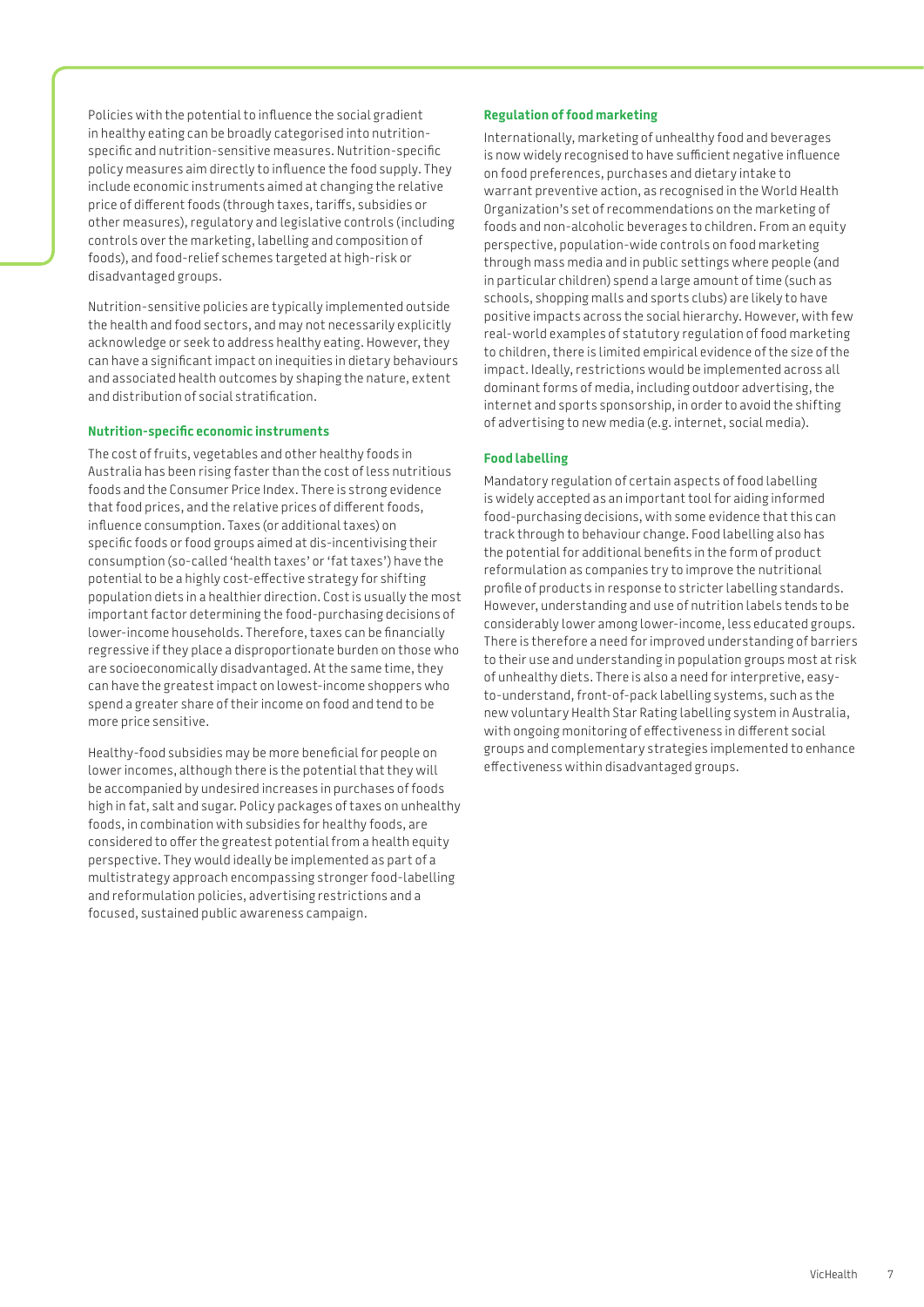Policies with the potential to influence the social gradient in healthy eating can be broadly categorised into nutrition-specific and nutrition-sensitive measures. Nutrition-specific policy measures aim directly to influence the food supply. They include economic instruments aimed at changing the relative price of different foods (through taxes, tariffs, subsidies or other measures), regulatory and legislative controls (including controls over the marketing, labelling and composition of foods), and food-relief schemes targeted at high-risk or disadvantaged groups.

Nutrition-sensitive policies are typically implemented outside the health and food sectors, and may not necessarily explicitly acknowledge or seek to address healthy eating. However, they can have a significant impact on inequities in dietary behaviours and associated health outcomes by shaping the nature, extent and distribution of social stratification.

### Nutrition-specific economic instruments

The cost of fruits, vegetables and other healthy foods in Australia has been rising faster than the cost of less nutritious foods and the Consumer Price Index. There is strong evidence that food prices, and the relative prices of different foods, influence consumption. Taxes (or additional taxes) on specific foods or food groups aimed at dis-incentivising their consumption (so-called 'health taxes' or 'fat taxes') have the potential to be a highly cost-effective strategy for shifting population diets in a healthier direction. Cost is usually the most important factor determining the food-purchasing decisions of lower-income households. Therefore, taxes can be financially regressive if they place a disproportionate burden on those who are socioeconomically disadvantaged. At the same time, they can have the greatest impact on lowest-income shoppers who spend a greater share of their income on food and tend to be more price sensitive.

Healthy-food subsidies may be more beneficial for people on lower incomes, although there is the potential that they will be accompanied by undesired increases in purchases of foods high in fat, salt and sugar. Policy packages of taxes on unhealthy foods, in combination with subsidies for healthy foods, are considered to offer the greatest potential from a health equity perspective. They would ideally be implemented as part of a multistrategy approach encompassing stronger food-labelling and reformulation policies, advertising restrictions and a focused, sustained public awareness campaign.

### Regulation of food marketing

Internationally, marketing of unhealthy food and beverages is now widely recognised to have sufficient negative influence on food preferences, purchases and dietary intake to warrant preventive action, as recognised in the World Health Organization's set of recommendations on the marketing of foods and non-alcoholic beverages to children. From an equity perspective, population-wide controls on food marketing through mass media and in public settings where people (and in particular children) spend a large amount of time (such as schools, shopping malls and sports clubs) are likely to have positive impacts across the social hierarchy. However, with few real-world examples of statutory regulation of food marketing to children, there is limited empirical evidence of the size of the impact. Ideally, restrictions would be implemented across all dominant forms of media, including outdoor advertising, the internet and sports sponsorship, in order to avoid the shifting of advertising to new media (e.g. internet, social media).

### Food labelling

Mandatory regulation of certain aspects of food labelling is widely accepted as an important tool for aiding informed food-purchasing decisions, with some evidence that this can track through to behaviour change. Food labelling also has the potential for additional benefits in the form of product reformulation as companies try to improve the nutritional profile of products in response to stricter labelling standards. However, understanding and use of nutrition labels tends to be considerably lower among lower-income, less educated groups. There is therefore a need for improved understanding of barriers to their use and understanding in population groups most at risk of unhealthy diets. There is also a need for interpretive, easy-to-understand, front-of-pack labelling systems, such as the new voluntary Health Star Rating labelling system in Australia, with ongoing monitoring of effectiveness in different social groups and complementary strategies implemented to enhance effectiveness within disadvantaged groups.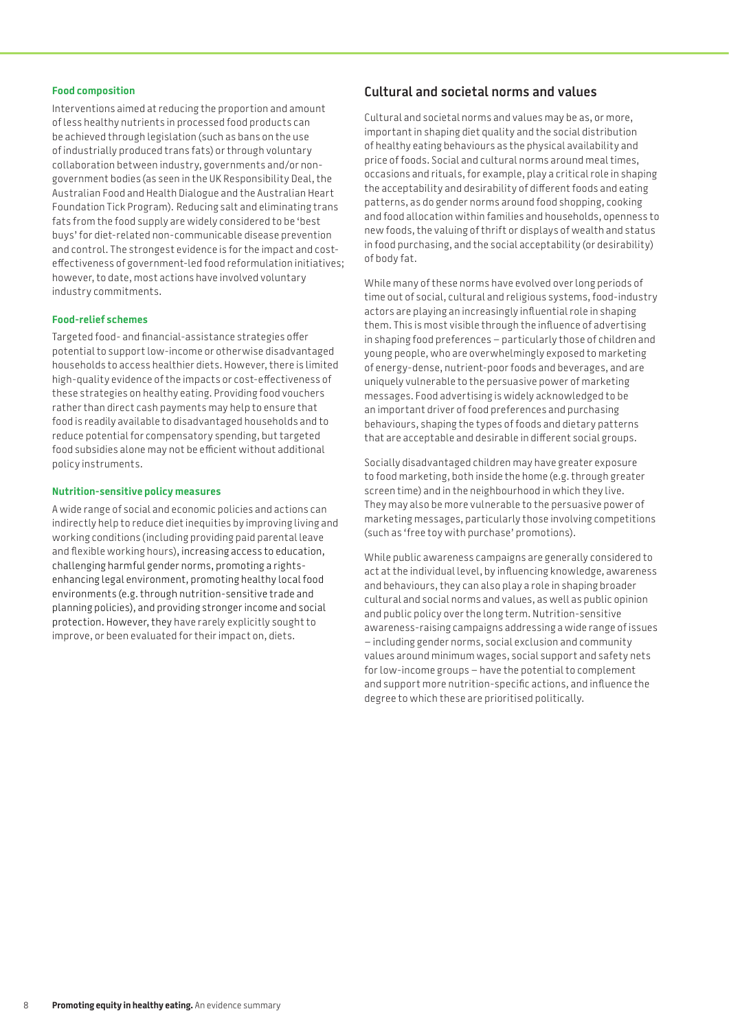#### Food composition

Interventions aimed at reducing the proportion and amount of less healthy nutrients in processed food products can be achieved through legislation (such as bans on the use of industrially produced trans fats) or through voluntary collaboration between industry, governments and/or non-government bodies (as seen in the UK Responsibility Deal, the Australian Food and Health Dialogue and the Australian Heart Foundation Tick Program). Reducing salt and eliminating trans fats from the food supply are widely considered to be 'best buys' for diet-related non-communicable disease prevention and control. The strongest evidence is for the impact and cost-effectiveness of government-led food reformulation initiatives; however, to date, most actions have involved voluntary industry commitments.

#### Food-relief schemes

Targeted food- and financial-assistance strategies offer potential to support low-income or otherwise disadvantaged households to access healthier diets. However, there is limited high-quality evidence of the impacts or cost-effectiveness of these strategies on healthy eating. Providing food vouchers rather than direct cash payments may help to ensure that food is readily available to disadvantaged households and to reduce potential for compensatory spending, but targeted food subsidies alone may not be efficient without additional policy instruments.

#### Nutrition-sensitive policy measures

A wide range of social and economic policies and actions can indirectly help to reduce diet inequities by improving living and working conditions (including providing paid parental leave and flexible working hours), increasing access to education, challenging harmful gender norms, promoting a rights-enhancing legal environment, promoting healthy local food environments (e.g. through nutrition-sensitive trade and planning policies), and providing stronger income and social protection. However, they have rarely explicitly sought to improve, or been evaluated for their impact on, diets.

## Cultural and societal norms and values

Cultural and societal norms and values may be as, or more, important in shaping diet quality and the social distribution of healthy eating behaviours as the physical availability and price of foods. Social and cultural norms around meal times, occasions and rituals, for example, play a critical role in shaping the acceptability and desirability of different foods and eating patterns, as do gender norms around food shopping, cooking and food allocation within families and households, openness to new foods, the valuing of thrift or displays of wealth and status in food purchasing, and the social acceptability (or desirability) of body fat.

While many of these norms have evolved over long periods of time out of social, cultural and religious systems, food-industry actors are playing an increasingly influential role in shaping them. This is most visible through the influence of advertising in shaping food preferences – particularly those of children and young people, who are overwhelmingly exposed to marketing of energy-dense, nutrient-poor foods and beverages, and are uniquely vulnerable to the persuasive power of marketing messages. Food advertising is widely acknowledged to be an important driver of food preferences and purchasing behaviours, shaping the types of foods and dietary patterns that are acceptable and desirable in different social groups.

Socially disadvantaged children may have greater exposure to food marketing, both inside the home (e.g. through greater screen time) and in the neighbourhood in which they live. They may also be more vulnerable to the persuasive power of marketing messages, particularly those involving competitions (such as 'free toy with purchase' promotions).

While public awareness campaigns are generally considered to act at the individual level, by influencing knowledge, awareness and behaviours, they can also play a role in shaping broader cultural and social norms and values, as well as public opinion and public policy over the long term. Nutrition-sensitive awareness-raising campaigns addressing a wide range of issues – including gender norms, social exclusion and community values around minimum wages, social support and safety nets for low-income groups – have the potential to complement and support more nutrition-specific actions, and influence the degree to which these are prioritised politically.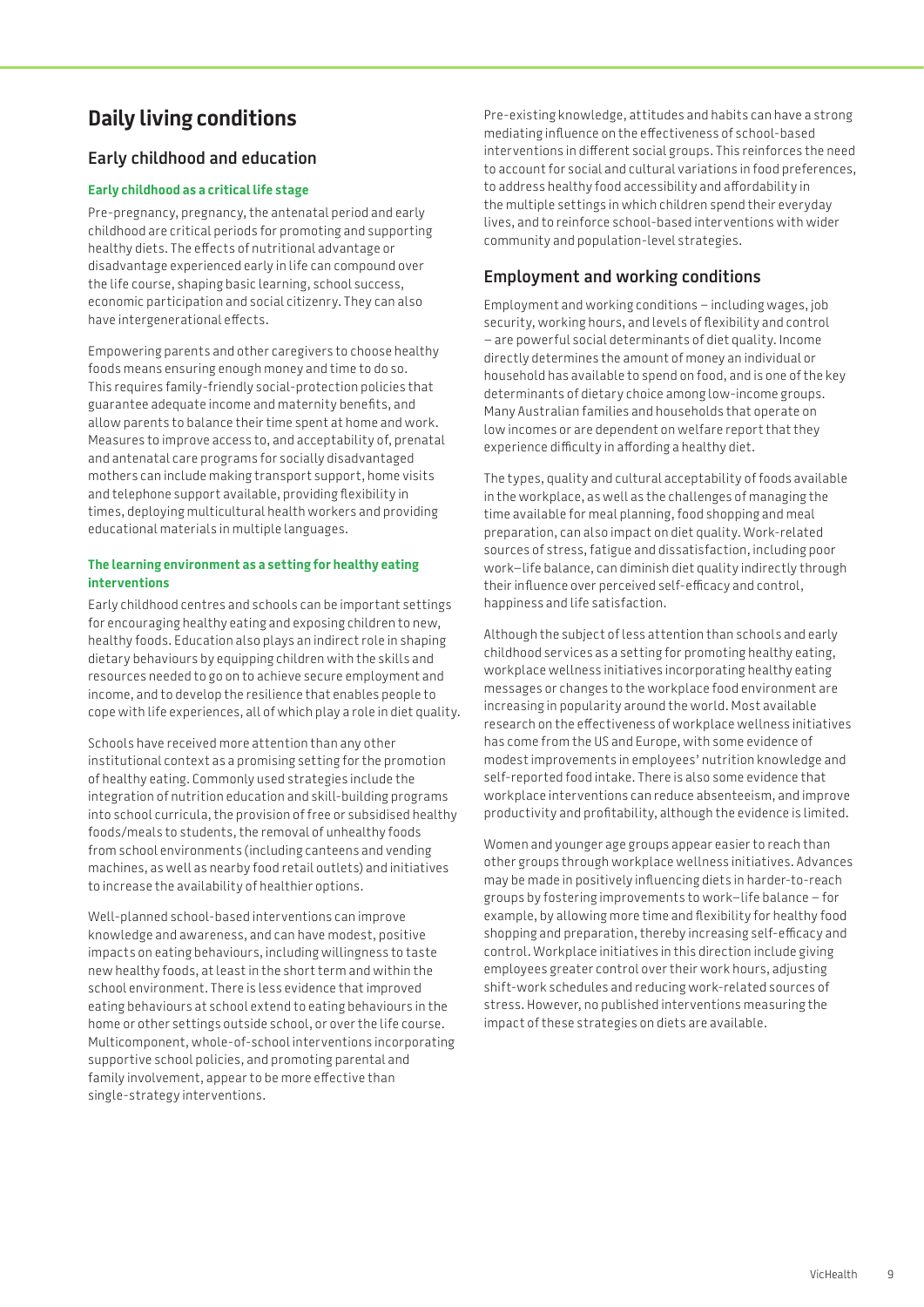# Daily living conditions

## Early childhood and education

### Early childhood as a critical life stage

Pre-pregnancy, pregnancy, the antenatal period and early childhood are critical periods for promoting and supporting healthy diets. The effects of nutritional advantage or disadvantage experienced early in life can compound over the life course, shaping basic learning, school success, economic participation and social citizenry. They can also have intergenerational effects.

Empowering parents and other caregivers to choose healthy foods means ensuring enough money and time to do so. This requires family-friendly social-protection policies that guarantee adequate income and maternity benefits, and allow parents to balance their time spent at home and work. Measures to improve access to, and acceptability of, prenatal and antenatal care programs for socially disadvantaged mothers can include making transport support, home visits and telephone support available, providing flexibility in times, deploying multicultural health workers and providing educational materials in multiple languages.

### The learning environment as a setting for healthy eating interventions

Early childhood centres and schools can be important settings for encouraging healthy eating and exposing children to new, healthy foods. Education also plays an indirect role in shaping dietary behaviours by equipping children with the skills and resources needed to go on to achieve secure employment and income, and to develop the resilience that enables people to cope with life experiences, all of which play a role in diet quality.

Schools have received more attention than any other institutional context as a promising setting for the promotion of healthy eating. Commonly used strategies include the integration of nutrition education and skill-building programs into school curricula, the provision of free or subsidised healthy foods/meals to students, the removal of unhealthy foods from school environments (including canteens and vending machines, as well as nearby food retail outlets) and initiatives to increase the availability of healthier options.

Well-planned school-based interventions can improve knowledge and awareness, and can have modest, positive impacts on eating behaviours, including willingness to taste new healthy foods, at least in the short term and within the school environment. There is less evidence that improved eating behaviours at school extend to eating behaviours in the home or other settings outside school, or over the life course. Multicomponent, whole-of-school interventions incorporating supportive school policies, and promoting parental and family involvement, appear to be more effective than single-strategy interventions.

Pre-existing knowledge, attitudes and habits can have a strong mediating influence on the effectiveness of school-based interventions in different social groups. This reinforces the need to account for social and cultural variations in food preferences, to address healthy food accessibility and affordability in the multiple settings in which children spend their everyday lives, and to reinforce school-based interventions with wider community and population-level strategies.

## Employment and working conditions

Employment and working conditions – including wages, job security, working hours, and levels of flexibility and control – are powerful social determinants of diet quality. Income directly determines the amount of money an individual or household has available to spend on food, and is one of the key determinants of dietary choice among low-income groups. Many Australian families and households that operate on low incomes or are dependent on welfare report that they experience difficulty in affording a healthy diet.

The types, quality and cultural acceptability of foods available in the workplace, as well as the challenges of managing the time available for meal planning, food shopping and meal preparation, can also impact on diet quality. Work-related sources of stress, fatigue and dissatisfaction, including poor work–life balance, can diminish diet quality indirectly through their influence over perceived self-efficacy and control, happiness and life satisfaction.

Although the subject of less attention than schools and early childhood services as a setting for promoting healthy eating, workplace wellness initiatives incorporating healthy eating messages or changes to the workplace food environment are increasing in popularity around the world. Most available research on the effectiveness of workplace wellness initiatives has come from the US and Europe, with some evidence of modest improvements in employees' nutrition knowledge and self-reported food intake. There is also some evidence that workplace interventions can reduce absenteeism, and improve productivity and profitability, although the evidence is limited.

Women and younger age groups appear easier to reach than other groups through workplace wellness initiatives. Advances may be made in positively influencing diets in harder-to-reach groups by fostering improvements to work–life balance – for example, by allowing more time and flexibility for healthy food shopping and preparation, thereby increasing self-efficacy and control. Workplace initiatives in this direction include giving employees greater control over their work hours, adjusting shift-work schedules and reducing work-related sources of stress. However, no published interventions measuring the impact of these strategies on diets are available.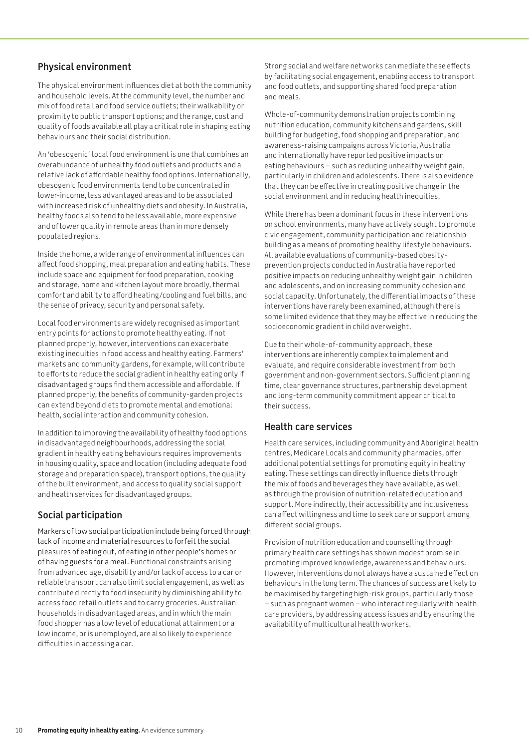## Physical environment

The physical environment influences diet at both the community and household levels. At the community level, the number and mix of food retail and food service outlets; their walkability or proximity to public transport options; and the range, cost and quality of foods available all play a critical role in shaping eating behaviours and their social distribution.

An 'obesogenic' local food environment is one that combines an overabundance of unhealthy food outlets and products and a relative lack of affordable healthy food options. Internationally, obesogenic food environments tend to be concentrated in lower-income, less advantaged areas and to be associated with increased risk of unhealthy diets and obesity. In Australia, healthy foods also tend to be less available, more expensive and of lower quality in remote areas than in more densely populated regions.

Inside the home, a wide range of environmental influences can affect food shopping, meal preparation and eating habits. These include space and equipment for food preparation, cooking and storage, home and kitchen layout more broadly, thermal comfort and ability to afford heating/cooling and fuel bills, and the sense of privacy, security and personal safety.

Local food environments are widely recognised as important entry points for actions to promote healthy eating. If not planned properly, however, interventions can exacerbate existing inequities in food access and healthy eating. Farmers' markets and community gardens, for example, will contribute to efforts to reduce the social gradient in healthy eating only if disadvantaged groups find them accessible and affordable. If planned properly, the benefits of community-garden projects can extend beyond diets to promote mental and emotional health, social interaction and community cohesion.

In addition to improving the availability of healthy food options in disadvantaged neighbourhoods, addressing the social gradient in healthy eating behaviours requires improvements in housing quality, space and location (including adequate food storage and preparation space), transport options, the quality of the built environment, and access to quality social support and health services for disadvantaged groups.

## Social participation

Markers of low social participation include being forced through lack of income and material resources to forfeit the social pleasures of eating out, of eating in other people's homes or of having guests for a meal. Functional constraints arising from advanced age, disability and/or lack of access to a car or reliable transport can also limit social engagement, as well as contribute directly to food insecurity by diminishing ability to access food retail outlets and to carry groceries. Australian households in disadvantaged areas, and in which the main food shopper has a low level of educational attainment or a low income, or is unemployed, are also likely to experience difficulties in accessing a car.

Strong social and welfare networks can mediate these effects by facilitating social engagement, enabling access to transport and food outlets, and supporting shared food preparation and meals.

Whole-of-community demonstration projects combining nutrition education, community kitchens and gardens, skill building for budgeting, food shopping and preparation, and awareness-raising campaigns across Victoria, Australia and internationally have reported positive impacts on eating behaviours – such as reducing unhealthy weight gain, particularly in children and adolescents. There is also evidence that they can be effective in creating positive change in the social environment and in reducing health inequities.

While there has been a dominant focus in these interventions on school environments, many have actively sought to promote civic engagement, community participation and relationship building as a means of promoting healthy lifestyle behaviours. All available evaluations of community-based obesity-prevention projects conducted in Australia have reported positive impacts on reducing unhealthy weight gain in children and adolescents, and on increasing community cohesion and social capacity. Unfortunately, the differential impacts of these interventions have rarely been examined, although there is some limited evidence that they may be effective in reducing the socioeconomic gradient in child overweight.

Due to their whole-of-community approach, these interventions are inherently complex to implement and evaluate, and require considerable investment from both government and non-government sectors. Sufficient planning time, clear governance structures, partnership development and long-term community commitment appear critical to their success.

## Health care services

Health care services, including community and Aboriginal health centres, Medicare Locals and community pharmacies, offer additional potential settings for promoting equity in healthy eating. These settings can directly influence diets through the mix of foods and beverages they have available, as well as through the provision of nutrition-related education and support. More indirectly, their accessibility and inclusiveness can affect willingness and time to seek care or support among different social groups.

Provision of nutrition education and counselling through primary health care settings has shown modest promise in promoting improved knowledge, awareness and behaviours. However, interventions do not always have a sustained effect on behaviours in the long term. The chances of success are likely to be maximised by targeting high-risk groups, particularly those – such as pregnant women – who interact regularly with health care providers, by addressing access issues and by ensuring the availability of multicultural health workers.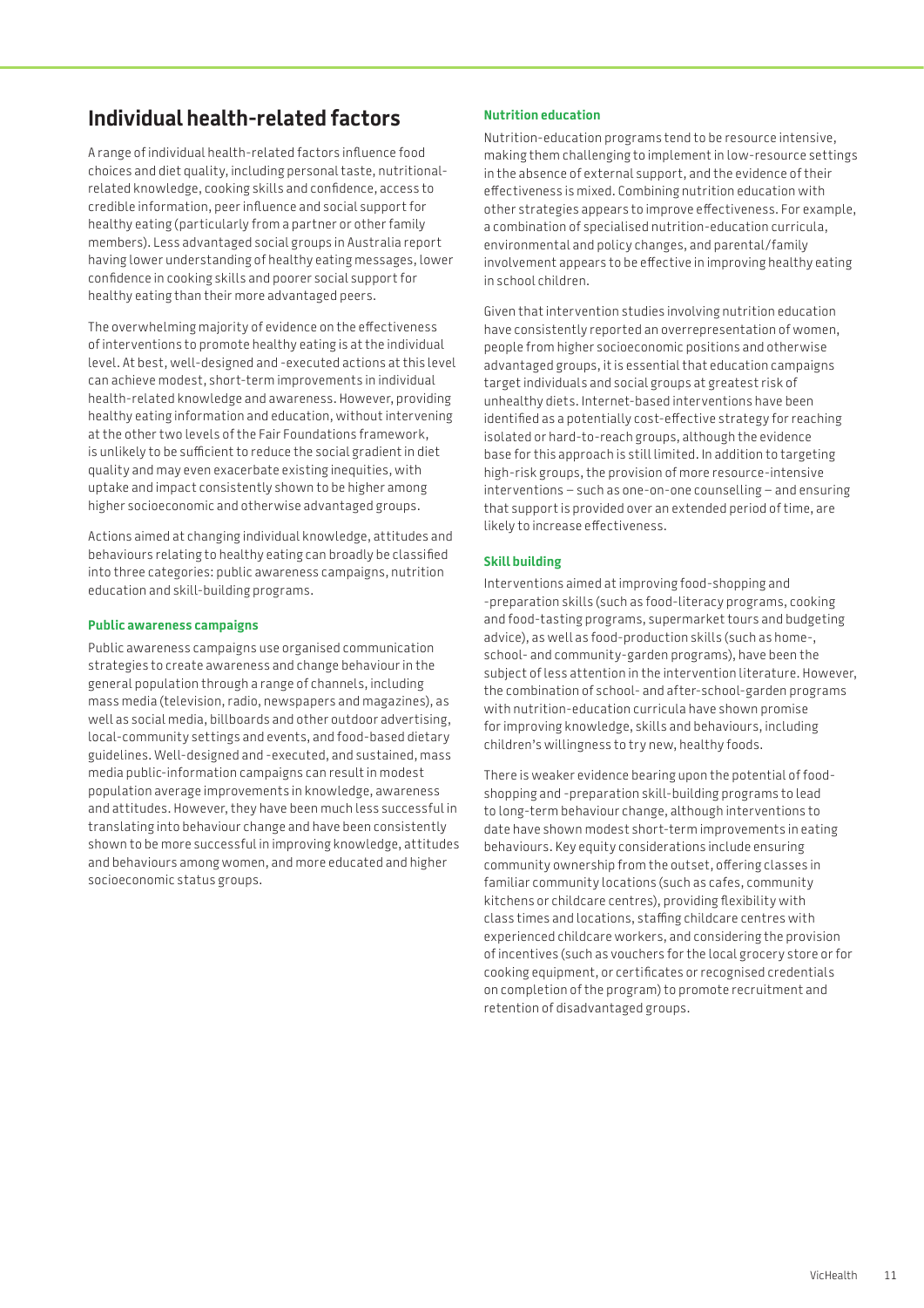## Individual health-related factors

A range of individual health-related factors influence food choices and diet quality, including personal taste, nutritional-related knowledge, cooking skills and confidence, access to credible information, peer influence and social support for healthy eating (particularly from a partner or other family members). Less advantaged social groups in Australia report having lower understanding of healthy eating messages, lower confidence in cooking skills and poorer social support for healthy eating than their more advantaged peers.

The overwhelming majority of evidence on the effectiveness of interventions to promote healthy eating is at the individual level. At best, well-designed and -executed actions at this level can achieve modest, short-term improvements in individual health-related knowledge and awareness. However, providing healthy eating information and education, without intervening at the other two levels of the Fair Foundations framework, is unlikely to be sufficient to reduce the social gradient in diet quality and may even exacerbate existing inequities, with uptake and impact consistently shown to be higher among higher socioeconomic and otherwise advantaged groups.

Actions aimed at changing individual knowledge, attitudes and behaviours relating to healthy eating can broadly be classified into three categories: public awareness campaigns, nutrition education and skill-building programs.

#### Public awareness campaigns

Public awareness campaigns use organised communication strategies to create awareness and change behaviour in the general population through a range of channels, including mass media (television, radio, newspapers and magazines), as well as social media, billboards and other outdoor advertising, local-community settings and events, and food-based dietary guidelines. Well-designed and -executed, and sustained, mass media public-information campaigns can result in modest population average improvements in knowledge, awareness and attitudes. However, they have been much less successful in translating into behaviour change and have been consistently shown to be more successful in improving knowledge, attitudes and behaviours among women, and more educated and higher socioeconomic status groups.

#### Nutrition education

Nutrition-education programs tend to be resource intensive, making them challenging to implement in low-resource settings in the absence of external support, and the evidence of their effectiveness is mixed. Combining nutrition education with other strategies appears to improve effectiveness. For example, a combination of specialised nutrition-education curricula, environmental and policy changes, and parental/family involvement appears to be effective in improving healthy eating in school children.

Given that intervention studies involving nutrition education have consistently reported an overrepresentation of women, people from higher socioeconomic positions and otherwise advantaged groups, it is essential that education campaigns target individuals and social groups at greatest risk of unhealthy diets. Internet-based interventions have been identified as a potentially cost-effective strategy for reaching isolated or hard-to-reach groups, although the evidence base for this approach is still limited. In addition to targeting high-risk groups, the provision of more resource-intensive interventions – such as one-on-one counselling – and ensuring that support is provided over an extended period of time, are likely to increase effectiveness.

#### Skill building

Interventions aimed at improving food-shopping and -preparation skills (such as food-literacy programs, cooking and food-tasting programs, supermarket tours and budgeting advice), as well as food-production skills (such as home-, school- and community-garden programs), have been the subject of less attention in the intervention literature. However, the combination of school- and after-school-garden programs with nutrition-education curricula have shown promise for improving knowledge, skills and behaviours, including children's willingness to try new, healthy foods.

There is weaker evidence bearing upon the potential of food-shopping and -preparation skill-building programs to lead to long-term behaviour change, although interventions to date have shown modest short-term improvements in eating behaviours. Key equity considerations include ensuring community ownership from the outset, offering classes in familiar community locations (such as cafes, community kitchens or childcare centres), providing flexibility with class times and locations, staffing childcare centres with experienced childcare workers, and considering the provision of incentives (such as vouchers for the local grocery store or for cooking equipment, or certificates or recognised credentials on completion of the program) to promote recruitment and retention of disadvantaged groups.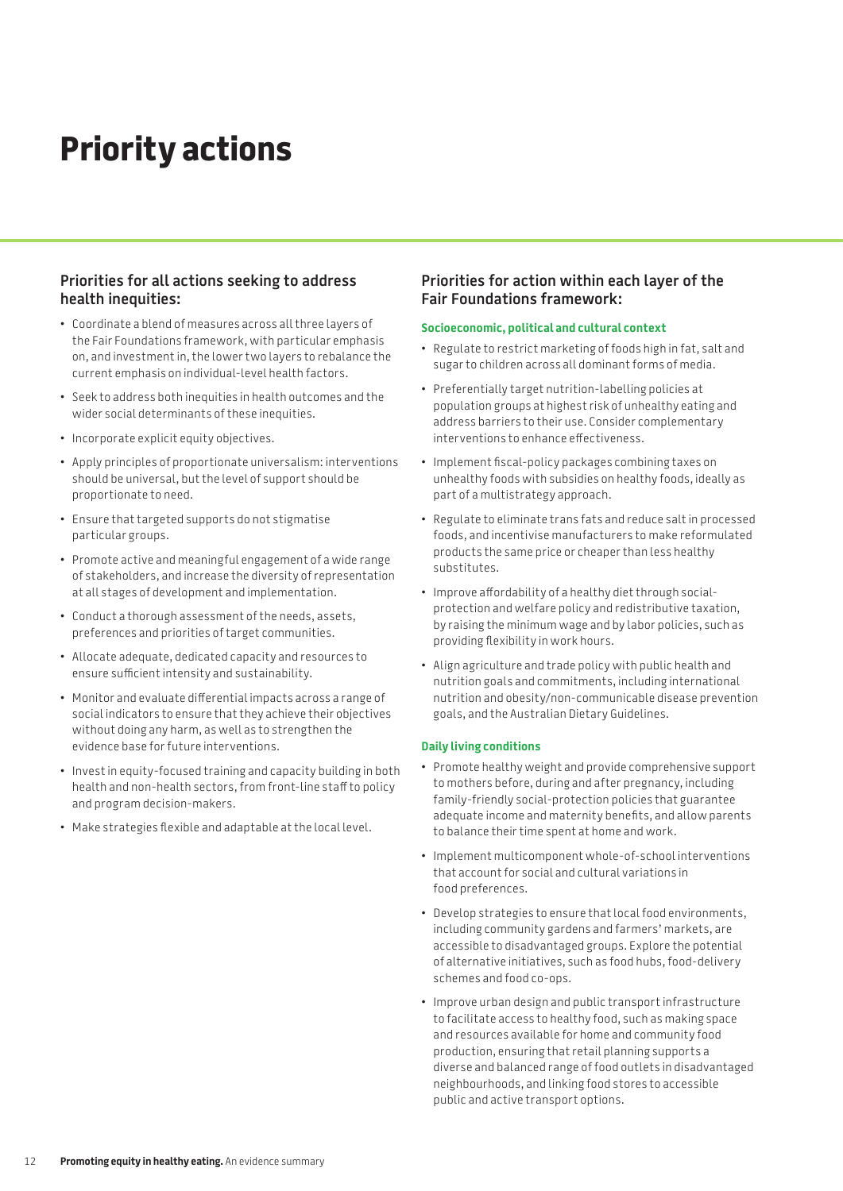# Priority actions

## Priorities for all actions seeking to address health inequities:

- Coordinate a blend of measures across all three layers of the Fair Foundations framework, with particular emphasis on, and investment in, the lower two layers to rebalance the current emphasis on individual-level health factors.
- Seek to address both inequities in health outcomes and the wider social determinants of these inequities.
- Incorporate explicit equity objectives.
- Apply principles of proportionate universalism: interventions should be universal, but the level of support should be proportionate to need.
- Ensure that targeted supports do not stigmatise particular groups.
- Promote active and meaningful engagement of a wide range of stakeholders, and increase the diversity of representation at all stages of development and implementation.
- Conduct a thorough assessment of the needs, assets, preferences and priorities of target communities.
- Allocate adequate, dedicated capacity and resources to ensure sufficient intensity and sustainability.
- Monitor and evaluate differential impacts across a range of social indicators to ensure that they achieve their objectives without doing any harm, as well as to strengthen the evidence base for future interventions.
- Invest in equity-focused training and capacity building in both health and non-health sectors, from front-line staff to policy and program decision-makers.
- Make strategies flexible and adaptable at the local level.

## Priorities for action within each layer of the Fair Foundations framework:

### Socioeconomic, political and cultural context

- Regulate to restrict marketing of foods high in fat, salt and sugar to children across all dominant forms of media.
- Preferentially target nutrition-labelling policies at population groups at highest risk of unhealthy eating and address barriers to their use. Consider complementary interventions to enhance effectiveness.
- Implement fiscal-policy packages combining taxes on unhealthy foods with subsidies on healthy foods, ideally as part of a multistrategy approach.
- Regulate to eliminate trans fats and reduce salt in processed foods, and incentivise manufacturers to make reformulated products the same price or cheaper than less healthy substitutes.
- Improve affordability of a healthy diet through social-protection and welfare policy and redistributive taxation, by raising the minimum wage and by labor policies, such as providing flexibility in work hours.
- Align agriculture and trade policy with public health and nutrition goals and commitments, including international nutrition and obesity/non-communicable disease prevention goals, and the Australian Dietary Guidelines.

### Daily living conditions

- Promote healthy weight and provide comprehensive support to mothers before, during and after pregnancy, including family-friendly social-protection policies that guarantee adequate income and maternity benefits, and allow parents to balance their time spent at home and work.
- Implement multicomponent whole-of-school interventions that account for social and cultural variations in food preferences.
- Develop strategies to ensure that local food environments, including community gardens and farmers' markets, are accessible to disadvantaged groups. Explore the potential of alternative initiatives, such as food hubs, food-delivery schemes and food co-ops.
- Improve urban design and public transport infrastructure to facilitate access to healthy food, such as making space and resources available for home and community food production, ensuring that retail planning supports a diverse and balanced range of food outlets in disadvantaged neighbourhoods, and linking food stores to accessible public and active transport options.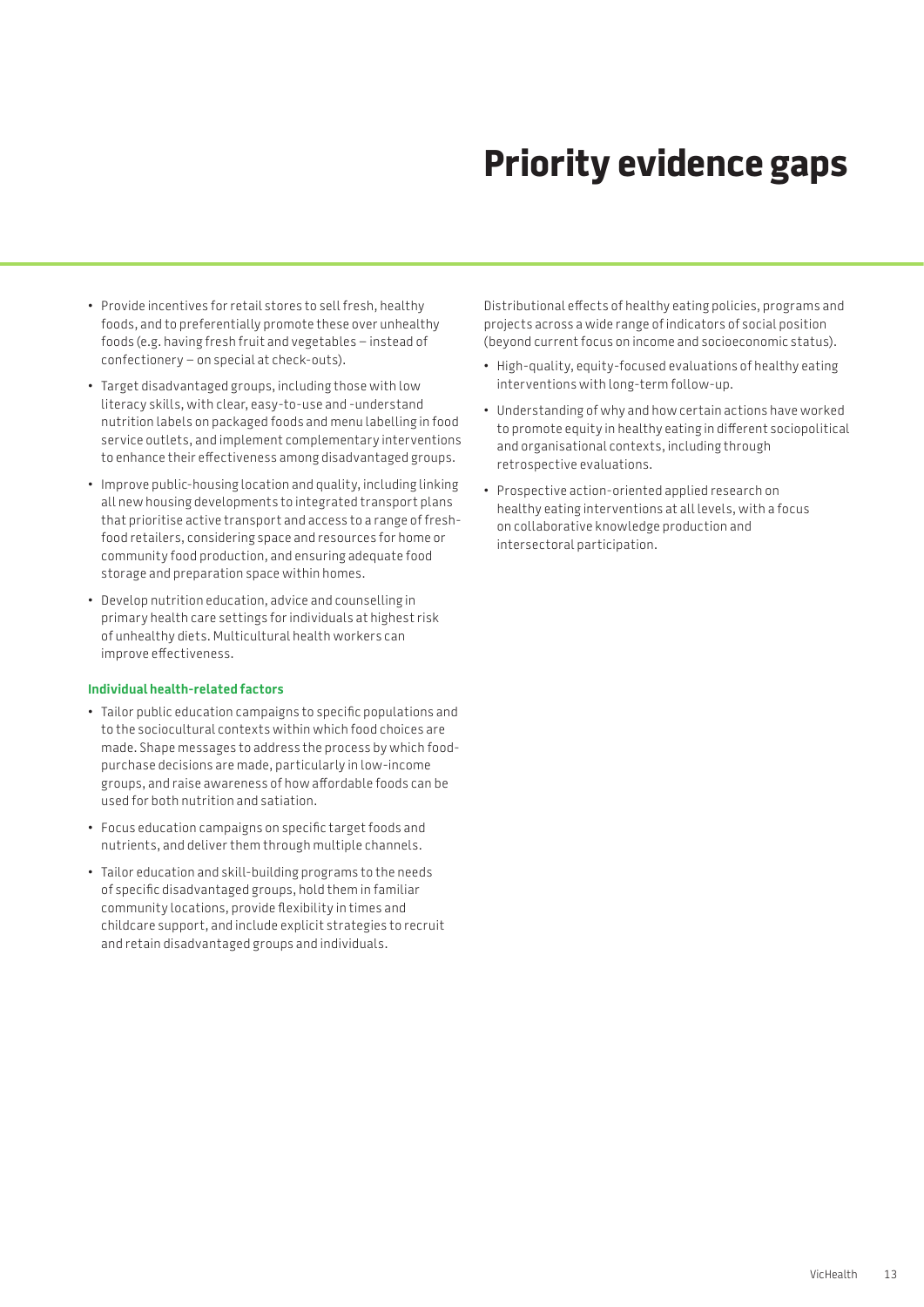# Priority evidence gaps

- Provide incentives for retail stores to sell fresh, healthy foods, and to preferentially promote these over unhealthy foods (e.g. having fresh fruit and vegetables – instead of confectionery – on special at check-outs).
- Target disadvantaged groups, including those with low literacy skills, with clear, easy-to-use and -understand nutrition labels on packaged foods and menu labelling in food service outlets, and implement complementary interventions to enhance their effectiveness among disadvantaged groups.
- Improve public-housing location and quality, including linking all new housing developments to integrated transport plans that prioritise active transport and access to a range of fresh-food retailers, considering space and resources for home or community food production, and ensuring adequate food storage and preparation space within homes.
- Develop nutrition education, advice and counselling in primary health care settings for individuals at highest risk of unhealthy diets. Multicultural health workers can improve effectiveness.

**Individual health-related factors**

- Tailor public education campaigns to specific populations and to the sociocultural contexts within which food choices are made. Shape messages to address the process by which food-purchase decisions are made, particularly in low-income groups, and raise awareness of how affordable foods can be used for both nutrition and satiation.
- Focus education campaigns on specific target foods and nutrients, and deliver them through multiple channels.
- Tailor education and skill-building programs to the needs of specific disadvantaged groups, hold them in familiar community locations, provide flexibility in times and childcare support, and include explicit strategies to recruit and retain disadvantaged groups and individuals.

Distributional effects of healthy eating policies, programs and projects across a wide range of indicators of social position (beyond current focus on income and socioeconomic status).

- High-quality, equity-focused evaluations of healthy eating interventions with long-term follow-up.
- Understanding of why and how certain actions have worked to promote equity in healthy eating in different sociopolitical and organisational contexts, including through retrospective evaluations.
- Prospective action-oriented applied research on healthy eating interventions at all levels, with a focus on collaborative knowledge production and intersectoral participation.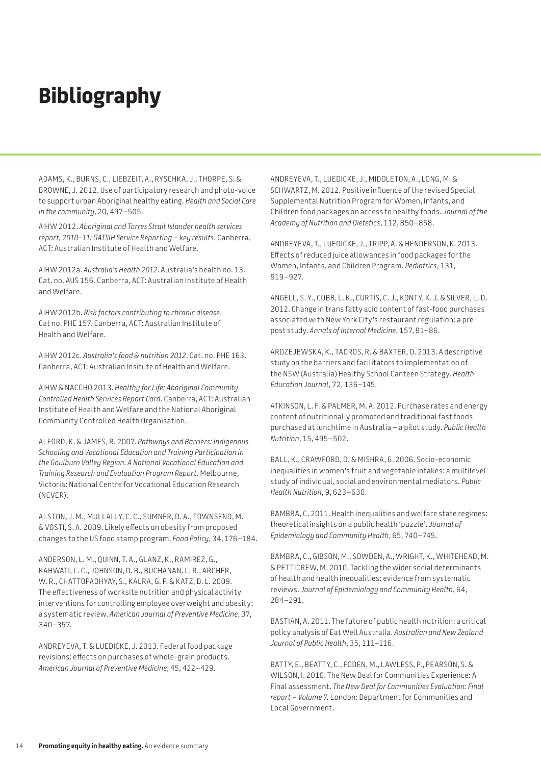# Bibliography

ADAMS, K., BURNS, C., LIEBZEIT, A., RYSCHKA, J., THORPE, S. & BROWNE, J. 2012. Use of participatory research and photo-voice to support urban Aboriginal healthy eating. *Health and Social Care in the community*, 20, 497–505.

AIHW 2012. *Aboriginal and Torres Strait Islander health services report, 2010–11: OATSIH Service Reporting – key results*. Canberra, ACT: Australian Institute of Health and Welfare.

AIHW 2012a. *Australia's Health 2012*. Australia's health no. 13. Cat. no. AUS 156. Canberra, ACT: Australian Institute of Health and Welfare.

AIHW 2012b. *Risk factors contributing to chronic disease*. Cat no. PHE 157. Canberra, ACT: Australian Institute of Health and Welfare.

AIHW 2012c. *Australia's food & nutrition 2012*. Cat. no. PHE 163. Canberra, ACT: Australian Insitute of Health and Welfare.

AIHW & NACCHO 2013. *Healthy for Life: Aboriginal Community Controlled Health Services Report Card*. Canberra, ACT: Australian Institute of Health and Welfare and the National Aboriginal Community Controlled Health Organisation.

ALFORD, K. & JAMES, R. 2007. *Pathways and Barriers: Indigenous Schooling and Vocational Education and Training Participation in the Goulburn Valley Region. A National Vocational Education and Training Research and Evaluation Program Report*. Melbourne, Victoria: National Centre for Vocational Education Research (NCVER).

ALSTON, J. M., MULLALLY, C. C., SUMNER, D. A., TOWNSEND, M. & VOSTI, S. A. 2009. Likely effects on obesity from proposed changes to the US food stamp program. *Food Policy*, 34, 176–184.

ANDERSON, L. M., QUINN, T. A., GLANZ, K., RAMIREZ, G., KAHWATI, L. C., JOHNSON, D. B., BUCHANAN, L. R., ARCHER, W. R., CHATTOPADHYAY, S., KALRA, G. P. & KATZ, D. L. 2009. The effectiveness of worksite nutrition and physical activity interventions for controlling employee overweight and obesity: a systematic review. *American Journal of Preventive Medicine*, 37, 340–357.

ANDREYEVA, T. & LUEDICKE, J. 2013. Federal food package revisions: effects on purchases of whole-grain products. *American Journal of Preventive Medicine*, 45, 422–429.

ANDREYEVA, T., LUEDICKE, J., MIDDLETON, A., LONG, M. & SCHWARTZ, M. 2012. Positive influence of the revised Special Supplemental Nutrition Program for Women, Infants, and Children food packages on access to healthy foods. *Journal of the Academy of Nutrition and Dietetics*, 112, 850–858.

ANDREYEVA, T., LUEDICKE, J., TRIPP, A. & HENDERSON, K. 2013. Effects of reduced juice allowances in food packages for the Women, Infants, and Children Program. *Pediatrics*, 131, 919–927.

ANGELL, S. Y., COBB, L. K., CURTIS, C. J., KONTY, K. J. & SILVER, L. D. 2012. Change in trans fatty acid content of fast-food purchases associated with New York City's restaurant regulation: a pre-post study. *Annals of Internal Medicine*, 157, 81–86.

ARDZEJEWSKA, K., TADROS, R. & BAXTER, D. 2013. A descriptive study on the barriers and facilitators to implementation of the NSW (Australia) Healthy School Canteen Strategy. *Health Education Journal*, 72, 136–145.

ATKINSON, L. F. & PALMER, M. A. 2012. Purchase rates and energy content of nutritionally promoted and traditional fast foods purchased at lunchtime in Australia – a pilot study. *Public Health Nutrition*, 15, 495–502.

BALL, K., CRAWFORD, D. & MISHRA, G. 2006. Socio-economic inequalities in women's fruit and vegetable intakes: a multilevel study of individual, social and environmental mediators. *Public Health Nutrition*, 9, 623–630.

BAMBRA, C. 2011. Health inequalities and welfare state regimes: theoretical insights on a public health 'puzzle'. *Journal of Epidemiology and Community Health*, 65, 740–745.

BAMBRA, C., GIBSON, M., SOWDEN, A., WRIGHT, K., WHITEHEAD, M. & PETTICREW, M. 2010. Tackling the wider social determinants of health and health inequalities: evidence from systematic reviews. *Journal of Epidemiology and Community Health*, 64, 284–291.

BASTIAN, A. 2011. The future of public health nutrition: a critical policy analysis of Eat Well Australia. *Australian and New Zealand Journal of Public Health*, 35, 111–116.

BATTY, E., BEATTY, C., FODEN, M., LAWLESS, P., PEARSON, S. & WILSON, I. 2010. The New Deal for Communities Experience: A Final assessment. *The New Deal for Communities Evaluation: Final report – Volume 7.* London: Department for Communities and Local Government.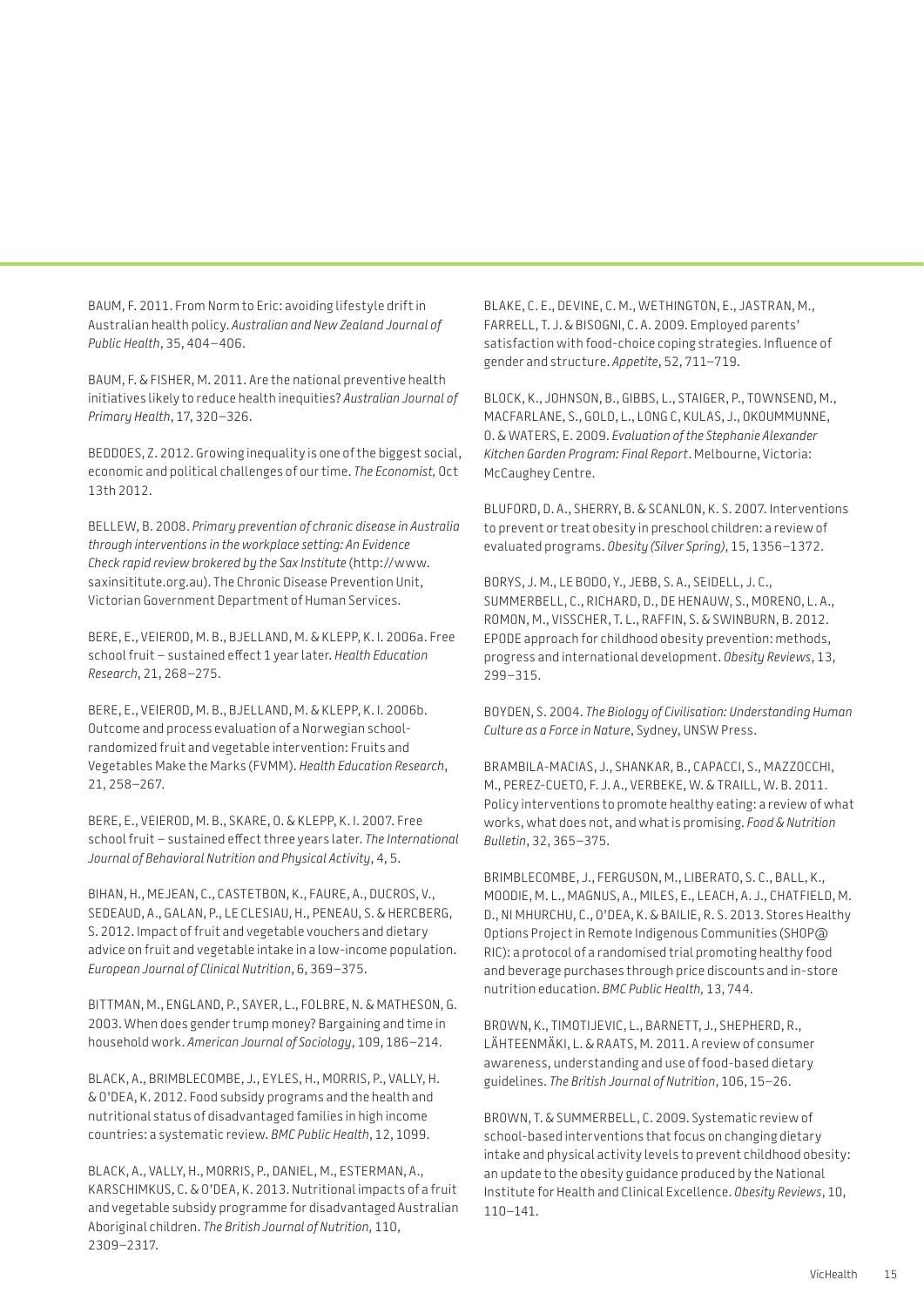BAUM, F. 2011. From Norm to Eric: avoiding lifestyle drift in Australian health policy. *Australian and New Zealand Journal of Public Health*, 35, 404–406.

BAUM, F. & FISHER, M. 2011. Are the national preventive health initiatives likely to reduce health inequities? *Australian Journal of Primary Health*, 17, 320–326.

BEDDOES, Z. 2012. Growing inequality is one of the biggest social, economic and political challenges of our time. *The Economist*, Oct 13th 2012.

BELLEW, B. 2008. *Primary prevention of chronic disease in Australia through interventions in the workplace setting: An Evidence Check rapid review brokered by the Sax Institute* (http://www.saxinsititute.org.au). The Chronic Disease Prevention Unit, Victorian Government Department of Human Services.

BERE, E., VEIEROD, M. B., BJELLAND, M. & KLEPP, K. I. 2006a. Free school fruit – sustained effect 1 year later. *Health Education Research*, 21, 268–275.

BERE, E., VEIEROD, M. B., BJELLAND, M. & KLEPP, K. I. 2006b. Outcome and process evaluation of a Norwegian school-randomized fruit and vegetable intervention: Fruits and Vegetables Make the Marks (FVMM). *Health Education Research*, 21, 258–267.

BERE, E., VEIEROD, M. B., SKARE, O. & KLEPP, K. I. 2007. Free school fruit – sustained effect three years later. *The International Journal of Behavioral Nutrition and Physical Activity*, 4, 5.

BIHAN, H., MEJEAN, C., CASTETBON, K., FAURE, A., DUCROS, V., SEDEAUD, A., GALAN, P., LE CLESIAU, H., PENEAU, S. & HERCBERG, S. 2012. Impact of fruit and vegetable vouchers and dietary advice on fruit and vegetable intake in a low-income population. *European Journal of Clinical Nutrition*, 6, 369–375.

BITTMAN, M., ENGLAND, P., SAYER, L., FOLBRE, N. & MATHESON, G. 2003. When does gender trump money? Bargaining and time in household work. *American Journal of Sociology*, 109, 186–214.

BLACK, A., BRIMBLECOMBE, J., EYLES, H., MORRIS, P., VALLY, H. & O'DEA, K. 2012. Food subsidy programs and the health and nutritional status of disadvantaged families in high income countries: a systematic review. *BMC Public Health*, 12, 1099.

BLACK, A., VALLY, H., MORRIS, P., DANIEL, M., ESTERMAN, A., KARSCHIMKUS, C. & O'DEA, K. 2013. Nutritional impacts of a fruit and vegetable subsidy programme for disadvantaged Australian Aboriginal children. *The British Journal of Nutrition*, 110, 2309–2317.

BLAKE, C. E., DEVINE, C. M., WETHINGTON, E., JASTRAN, M., FARRELL, T. J. & BISOGNI, C. A. 2009. Employed parents' satisfaction with food-choice coping strategies. Influence of gender and structure. *Appetite*, 52, 711–719.

BLOCK, K., JOHNSON, B., GIBBS, L., STAIGER, P., TOWNSEND, M., MACFARLANE, S., GOLD, L., LONG C, KULAS, J., OKOUMMUNNE, O. & WATERS, E. 2009. *Evaluation of the Stephanie Alexander Kitchen Garden Program: Final Report*. Melbourne, Victoria: McCaughey Centre.

BLUFORD, D. A., SHERRY, B. & SCANLON, K. S. 2007. Interventions to prevent or treat obesity in preschool children: a review of evaluated programs. *Obesity (Silver Spring)*, 15, 1356–1372.

BORYS, J. M., LE BODO, Y., JEBB, S. A., SEIDELL, J. C., SUMMERBELL, C., RICHARD, D., DE HENAUW, S., MORENO, L. A., ROMON, M., VISSCHER, T. L., RAFFIN, S. & SWINBURN, B. 2012. EPODE approach for childhood obesity prevention: methods, progress and international development. *Obesity Reviews*, 13, 299–315.

BOYDEN, S. 2004. *The Biology of Civilisation: Understanding Human Culture as a Force in Nature*, Sydney, UNSW Press.

BRAMBILA-MACIAS, J., SHANKAR, B., CAPACCI, S., MAZZOCCHI, M., PEREZ-CUETO, F. J. A., VERBEKE, W. & TRAILL, W. B. 2011. Policy interventions to promote healthy eating: a review of what works, what does not, and what is promising. *Food & Nutrition Bulletin*, 32, 365–375.

BRIMBLECOMBE, J., FERGUSON, M., LIBERATO, S. C., BALL, K., MOODIE, M. L., MAGNUS, A., MILES, E., LEACH, A. J., CHATFIELD, M. D., NI MHURCHU, C., O'DEA, K. & BAILIE, R. S. 2013. Stores Healthy Options Project in Remote Indigenous Communities (SHOP@RIC): a protocol of a randomised trial promoting healthy food and beverage purchases through price discounts and in-store nutrition education. *BMC Public Health*, 13, 744.

BROWN, K., TIMOTIJEVIC, L., BARNETT, J., SHEPHERD, R., LÄHTEENMÄKI, L. & RAATS, M. 2011. A review of consumer awareness, understanding and use of food-based dietary guidelines. *The British Journal of Nutrition*, 106, 15–26.

BROWN, T. & SUMMERBELL, C. 2009. Systematic review of school-based interventions that focus on changing dietary intake and physical activity levels to prevent childhood obesity: an update to the obesity guidance produced by the National Institute for Health and Clinical Excellence. *Obesity Reviews*, 10, 110–141.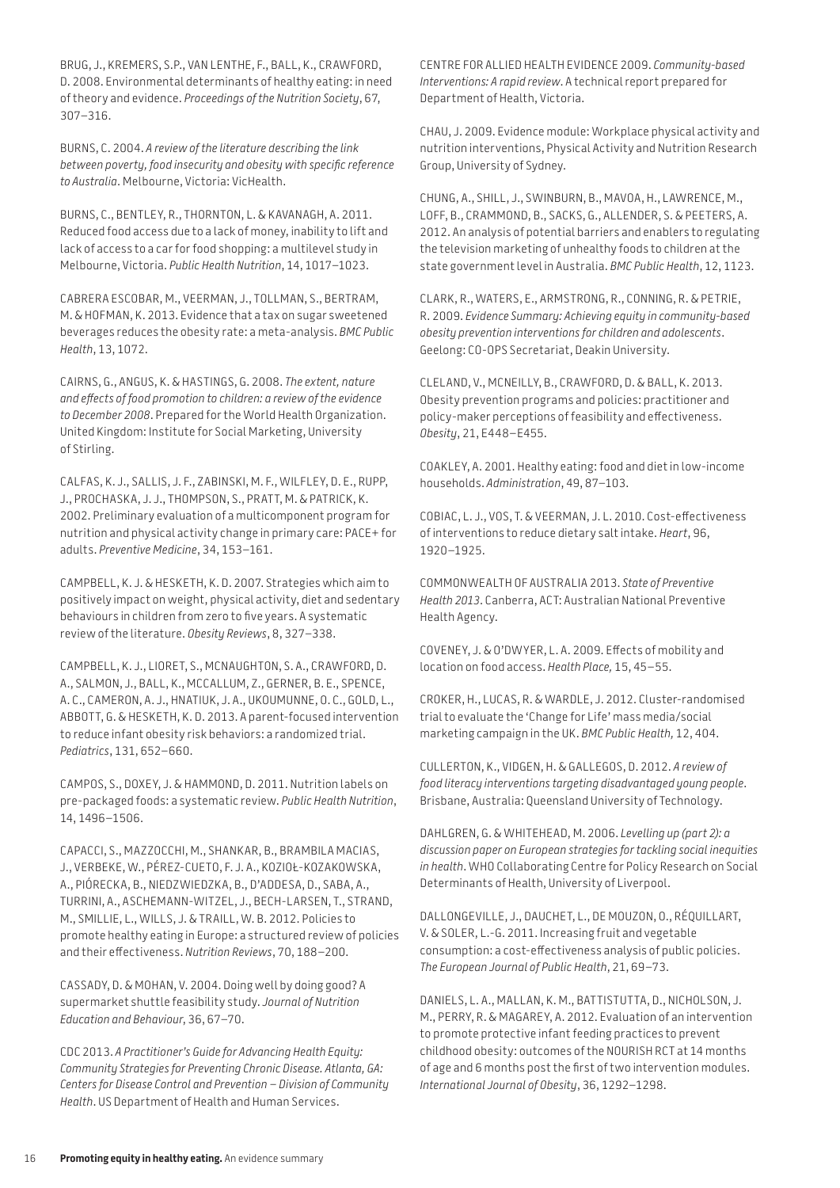BRUG, J., KREMERS, S.P., VAN LENTHE, F., BALL, K., CRAWFORD, D. 2008. Environmental determinants of healthy eating: in need of theory and evidence. *Proceedings of the Nutrition Society*, 67, 307–316.

BURNS, C. 2004. *A review of the literature describing the link between poverty, food insecurity and obesity with specific reference to Australia*. Melbourne, Victoria: VicHealth.

BURNS, C., BENTLEY, R., THORNTON, L. & KAVANAGH, A. 2011. Reduced food access due to a lack of money, inability to lift and lack of access to a car for food shopping: a multilevel study in Melbourne, Victoria. *Public Health Nutrition*, 14, 1017–1023.

CABRERA ESCOBAR, M., VEERMAN, J., TOLLMAN, S., BERTRAM, M. & HOFMAN, K. 2013. Evidence that a tax on sugar sweetened beverages reduces the obesity rate: a meta-analysis. *BMC Public Health*, 13, 1072.

CAIRNS, G., ANGUS, K. & HASTINGS, G. 2008. *The extent, nature and effects of food promotion to children: a review of the evidence to December 2008*. Prepared for the World Health Organization. United Kingdom: Institute for Social Marketing, University of Stirling.

CALFAS, K. J., SALLIS, J. F., ZABINSKI, M. F., WILFLEY, D. E., RUPP, J., PROCHASKA, J. J., THOMPSON, S., PRATT, M. & PATRICK, K. 2002. Preliminary evaluation of a multicomponent program for nutrition and physical activity change in primary care: PACE+ for adults. *Preventive Medicine*, 34, 153–161.

CAMPBELL, K. J. & HESKETH, K. D. 2007. Strategies which aim to positively impact on weight, physical activity, diet and sedentary behaviours in children from zero to five years. A systematic review of the literature. *Obesity Reviews*, 8, 327–338.

CAMPBELL, K. J., LIORET, S., MCNAUGHTON, S. A., CRAWFORD, D. A., SALMON, J., BALL, K., MCCALLUM, Z., GERNER, B. E., SPENCE, A. C., CAMERON, A. J., HNATIUK, J. A., UKOUMUNNE, O. C., GOLD, L., ABBOTT, G. & HESKETH, K. D. 2013. A parent-focused intervention to reduce infant obesity risk behaviors: a randomized trial. *Pediatrics*, 131, 652–660.

CAMPOS, S., DOXEY, J. & HAMMOND, D. 2011. Nutrition labels on pre-packaged foods: a systematic review. *Public Health Nutrition*, 14, 1496–1506.

CAPACCI, S., MAZZOCCHI, M., SHANKAR, B., BRAMBILA MACIAS, J., VERBEKE, W., PÉREZ-CUETO, F. J. A., KOZIOŁ-KOZAKOWSKA, A., PIÓRECKA, B., NIEDZWIEDZKA, B., D'ADDESA, D., SABA, A., TURRINI, A., ASCHEMANN-WITZEL, J., BECH-LARSEN, T., STRAND, M., SMILLIE, L., WILLS, J. & TRAILL, W. B. 2012. Policies to promote healthy eating in Europe: a structured review of policies and their effectiveness. *Nutrition Reviews*, 70, 188–200.

CASSADY, D. & MOHAN, V. 2004. Doing well by doing good? A supermarket shuttle feasibility study. *Journal of Nutrition Education and Behaviour*, 36, 67–70.

CDC 2013. *A Practitioner's Guide for Advancing Health Equity: Community Strategies for Preventing Chronic Disease. Atlanta, GA: Centers for Disease Control and Prevention – Division of Community Health*. US Department of Health and Human Services.

CENTRE FOR ALLIED HEALTH EVIDENCE 2009. *Community-based Interventions: A rapid review*. A technical report prepared for Department of Health, Victoria.

CHAU, J. 2009. Evidence module: Workplace physical activity and nutrition interventions, Physical Activity and Nutrition Research Group, University of Sydney.

CHUNG, A., SHILL, J., SWINBURN, B., MAVOA, H., LAWRENCE, M., LOFF, B., CRAMMOND, B., SACKS, G., ALLENDER, S. & PEETERS, A. 2012. An analysis of potential barriers and enablers to regulating the television marketing of unhealthy foods to children at the state government level in Australia. *BMC Public Health*, 12, 1123.

CLARK, R., WATERS, E., ARMSTRONG, R., CONNING, R. & PETRIE, R. 2009. *Evidence Summary: Achieving equity in community-based obesity prevention interventions for children and adolescents*. Geelong: CO-OPS Secretariat, Deakin University.

CLELAND, V., MCNEILLY, B., CRAWFORD, D. & BALL, K. 2013. Obesity prevention programs and policies: practitioner and policy-maker perceptions of feasibility and effectiveness. *Obesity*, 21, E448–E455.

COAKLEY, A. 2001. Healthy eating: food and diet in low-income households. *Administration*, 49, 87–103.

COBIAC, L. J., VOS, T. & VEERMAN, J. L. 2010. Cost-effectiveness of interventions to reduce dietary salt intake. *Heart*, 96, 1920–1925.

COMMONWEALTH OF AUSTRALIA 2013. *State of Preventive Health 2013*. Canberra, ACT: Australian National Preventive Health Agency.

COVENEY, J. & O'DWYER, L. A. 2009. Effects of mobility and location on food access. *Health Place,* 15, 45–55.

CROKER, H., LUCAS, R. & WARDLE, J. 2012. Cluster-randomised trial to evaluate the 'Change for Life' mass media/social marketing campaign in the UK. *BMC Public Health,* 12, 404.

CULLERTON, K., VIDGEN, H. & GALLEGOS, D. 2012. *A review of food literacy interventions targeting disadvantaged young people*. Brisbane, Australia: Queensland University of Technology.

DAHLGREN, G. & WHITEHEAD, M. 2006. *Levelling up (part 2): a discussion paper on European strategies for tackling social inequities in health*. WHO Collaborating Centre for Policy Research on Social Determinants of Health, University of Liverpool.

DALLONGEVILLE, J., DAUCHET, L., DE MOUZON, O., RÉQUILLART, V. & SOLER, L.-G. 2011. Increasing fruit and vegetable consumption: a cost-effectiveness analysis of public policies. *The European Journal of Public Health*, 21, 69–73.

DANIELS, L. A., MALLAN, K. M., BATTISTUTTA, D., NICHOLSON, J. M., PERRY, R. & MAGAREY, A. 2012. Evaluation of an intervention to promote protective infant feeding practices to prevent childhood obesity: outcomes of the NOURISH RCT at 14 months of age and 6 months post the first of two intervention modules. *International Journal of Obesity*, 36, 1292–1298.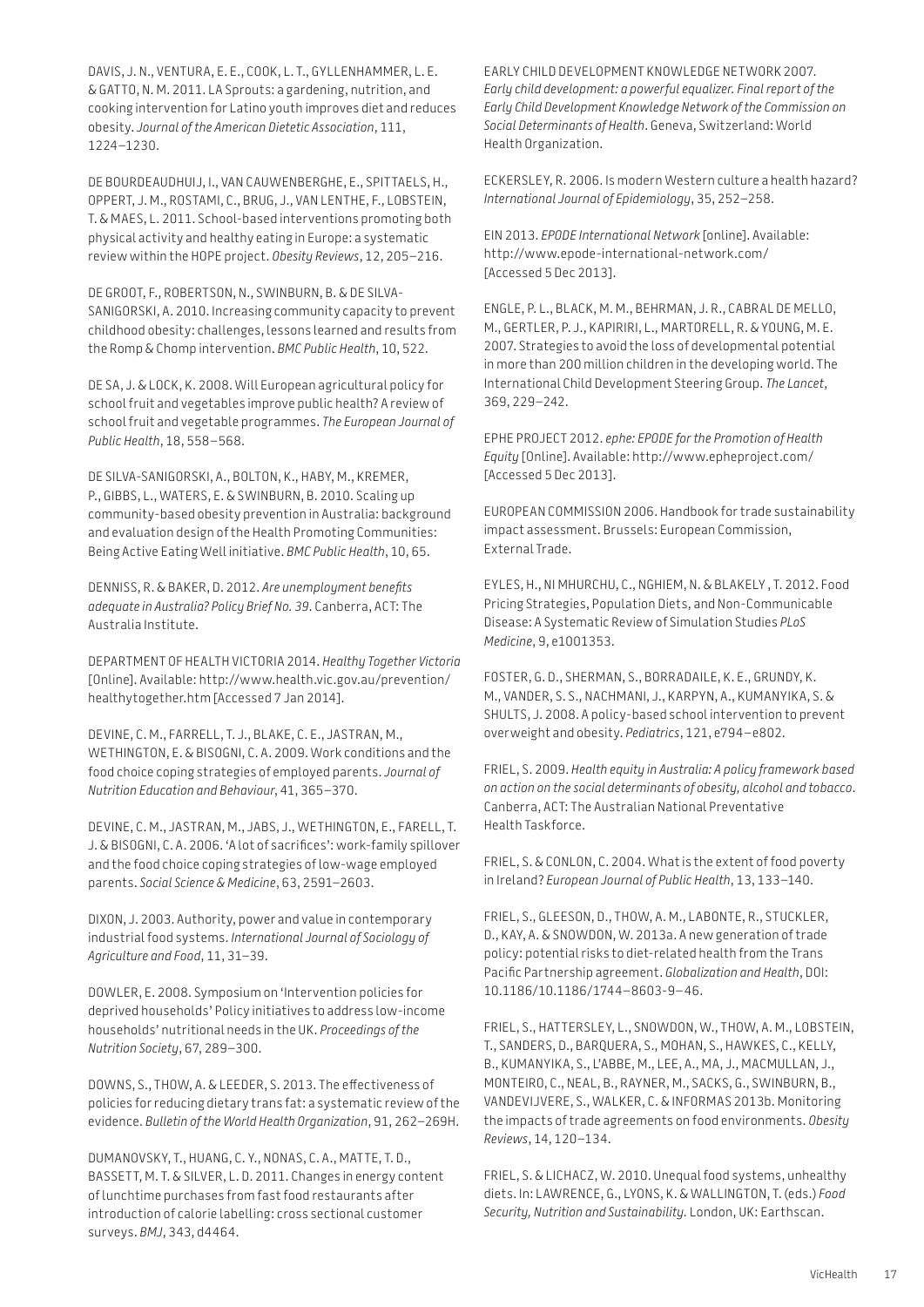DAVIS, J. N., VENTURA, E. E., COOK, L. T., GYLLENHAMMER, L. E. & GATTO, N. M. 2011. LA Sprouts: a gardening, nutrition, and cooking intervention for Latino youth improves diet and reduces obesity. *Journal of the American Dietetic Association*, 111, 1224–1230.

DE BOURDEAUDHUIJ, I., VAN CAUWENBERGHE, E., SPITTAELS, H., OPPERT, J. M., ROSTAMI, C., BRUG, J., VAN LENTHE, F., LOBSTEIN, T. & MAES, L. 2011. School-based interventions promoting both physical activity and healthy eating in Europe: a systematic review within the HOPE project. *Obesity Reviews*, 12, 205–216.

DE GROOT, F., ROBERTSON, N., SWINBURN, B. & DE SILVA-SANIGORSKI, A. 2010. Increasing community capacity to prevent childhood obesity: challenges, lessons learned and results from the Romp & Chomp intervention. *BMC Public Health*, 10, 522.

DE SA, J. & LOCK, K. 2008. Will European agricultural policy for school fruit and vegetables improve public health? A review of school fruit and vegetable programmes. *The European Journal of Public Health*, 18, 558–568.

DE SILVA-SANIGORSKI, A., BOLTON, K., HABY, M., KREMER, P., GIBBS, L., WATERS, E. & SWINBURN, B. 2010. Scaling up community-based obesity prevention in Australia: background and evaluation design of the Health Promoting Communities: Being Active Eating Well initiative. *BMC Public Health*, 10, 65.

DENNISS, R. & BAKER, D. 2012. *Are unemployment benefits adequate in Australia? Policy Brief No. 39*. Canberra, ACT: The Australia Institute.

DEPARTMENT OF HEALTH VICTORIA 2014. *Healthy Together Victoria* [Online]. Available: http://www.health.vic.gov.au/prevention/healthytogether.htm [Accessed 7 Jan 2014].

DEVINE, C. M., FARRELL, T. J., BLAKE, C. E., JASTRAN, M., WETHINGTON, E. & BISOGNI, C. A. 2009. Work conditions and the food choice coping strategies of employed parents. *Journal of Nutrition Education and Behaviour*, 41, 365–370.

DEVINE, C. M., JASTRAN, M., JABS, J., WETHINGTON, E., FARELL, T. J. & BISOGNI, C. A. 2006. 'A lot of sacrifices': work-family spillover and the food choice coping strategies of low-wage employed parents. *Social Science & Medicine*, 63, 2591–2603.

DIXON, J. 2003. Authority, power and value in contemporary industrial food systems. *International Journal of Sociology of Agriculture and Food*, 11, 31–39.

DOWLER, E. 2008. Symposium on 'Intervention policies for deprived households' Policy initiatives to address low-income households' nutritional needs in the UK. *Proceedings of the Nutrition Society*, 67, 289–300.

DOWNS, S., THOW, A. & LEEDER, S. 2013. The effectiveness of policies for reducing dietary trans fat: a systematic review of the evidence. *Bulletin of the World Health Organization*, 91, 262–269H.

DUMANOVSKY, T., HUANG, C. Y., NONAS, C. A., MATTE, T. D., BASSETT, M. T. & SILVER, L. D. 2011. Changes in energy content of lunchtime purchases from fast food restaurants after introduction of calorie labelling: cross sectional customer surveys. *BMJ*, 343, d4464.

EARLY CHILD DEVELOPMENT KNOWLEDGE NETWORK 2007. *Early child development: a powerful equalizer. Final report of the Early Child Development Knowledge Network of the Commission on Social Determinants of Health*. Geneva, Switzerland: World Health Organization.

ECKERSLEY, R. 2006. Is modern Western culture a health hazard? *International Journal of Epidemiology*, 35, 252–258.

EIN 2013. *EPODE International Network* [online]. Available: http://www.epode-international-network.com/ [Accessed 5 Dec 2013].

ENGLE, P. L., BLACK, M. M., BEHRMAN, J. R., CABRAL DE MELLO, M., GERTLER, P. J., KAPIRIRI, L., MARTORELL, R. & YOUNG, M. E. 2007. Strategies to avoid the loss of developmental potential in more than 200 million children in the developing world. The International Child Development Steering Group. *The Lancet*, 369, 229–242.

EPHE PROJECT 2012. *ephe: EPODE for the Promotion of Health Equity* [Online]. Available: http://www.epheproject.com/ [Accessed 5 Dec 2013].

EUROPEAN COMMISSION 2006. Handbook for trade sustainability impact assessment. Brussels: European Commission, External Trade.

EYLES, H., NI MHURCHU, C., NGHIEM, N. & BLAKELY , T. 2012. Food Pricing Strategies, Population Diets, and Non-Communicable Disease: A Systematic Review of Simulation Studies *PLoS Medicine*, 9, e1001353.

FOSTER, G. D., SHERMAN, S., BORRADAILE, K. E., GRUNDY, K. M., VANDER, S. S., NACHMANI, J., KARPYN, A., KUMANYIKA, S. & SHULTS, J. 2008. A policy-based school intervention to prevent overweight and obesity. *Pediatrics*, 121, e794–e802.

FRIEL, S. 2009. *Health equity in Australia: A policy framework based on action on the social determinants of obesity, alcohol and tobacco*. Canberra, ACT: The Australian National Preventative Health Taskforce.

FRIEL, S. & CONLON, C. 2004. What is the extent of food poverty in Ireland? *European Journal of Public Health*, 13, 133–140.

FRIEL, S., GLEESON, D., THOW, A. M., LABONTE, R., STUCKLER, D., KAY, A. & SNOWDON, W. 2013a. A new generation of trade policy: potential risks to diet-related health from the Trans Pacific Partnership agreement. *Globalization and Health*, DOI: 10.1186/10.1186/1744–8603-9–46.

FRIEL, S., HATTERSLEY, L., SNOWDON, W., THOW, A. M., LOBSTEIN, T., SANDERS, D., BARQUERA, S., MOHAN, S., HAWKES, C., KELLY, B., KUMANYIKA, S., L'ABBE, M., LEE, A., MA, J., MACMULLAN, J., MONTEIRO, C., NEAL, B., RAYNER, M., SACKS, G., SWINBURN, B., VANDEVIJVERE, S., WALKER, C. & INFORMAS 2013b. Monitoring the impacts of trade agreements on food environments. *Obesity Reviews*, 14, 120–134.

FRIEL, S. & LICHACZ, W. 2010. Unequal food systems, unhealthy diets. In: LAWRENCE, G., LYONS, K. & WALLINGTON, T. (eds.) *Food Security, Nutrition and Sustainability*. London, UK: Earthscan.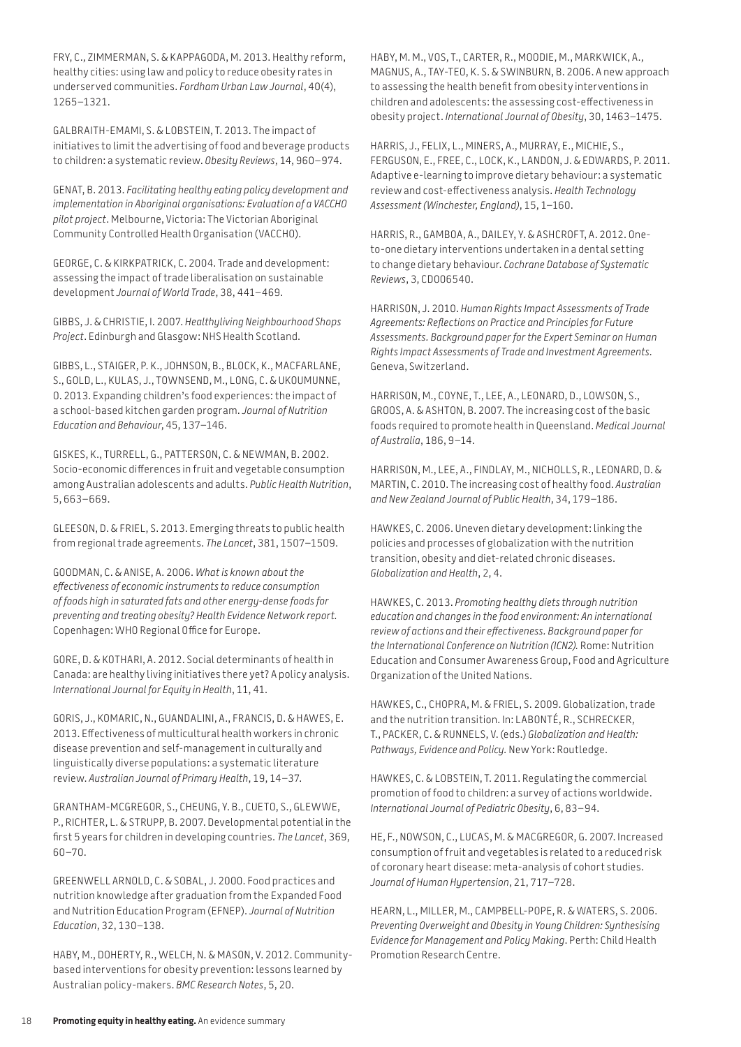FRY, C., ZIMMERMAN, S. & KAPPAGODA, M. 2013. Healthy reform, healthy cities: using law and policy to reduce obesity rates in underserved communities. *Fordham Urban Law Journal*, 40(4), 1265–1321.

GALBRAITH-EMAMI, S. & LOBSTEIN, T. 2013. The impact of initiatives to limit the advertising of food and beverage products to children: a systematic review. *Obesity Reviews*, 14, 960–974.

GENAT, B. 2013. *Facilitating healthy eating policy development and implementation in Aboriginal organisations: Evaluation of a VACCHO pilot project*. Melbourne, Victoria: The Victorian Aboriginal Community Controlled Health Organisation (VACCHO).

GEORGE, C. & KIRKPATRICK, C. 2004. Trade and development: assessing the impact of trade liberalisation on sustainable development *Journal of World Trade*, 38, 441–469.

GIBBS, J. & CHRISTIE, I. 2007. *Healthyliving Neighbourhood Shops Project*. Edinburgh and Glasgow: NHS Health Scotland.

GIBBS, L., STAIGER, P. K., JOHNSON, B., BLOCK, K., MACFARLANE, S., GOLD, L., KULAS, J., TOWNSEND, M., LONG, C. & UKOUMUNNE, O. 2013. Expanding children's food experiences: the impact of a school-based kitchen garden program. *Journal of Nutrition Education and Behaviour*, 45, 137–146.

GISKES, K., TURRELL, G., PATTERSON, C. & NEWMAN, B. 2002. Socio-economic differences in fruit and vegetable consumption among Australian adolescents and adults. *Public Health Nutrition*, 5, 663–669.

GLEESON, D. & FRIEL, S. 2013. Emerging threats to public health from regional trade agreements. *The Lancet*, 381, 1507–1509.

GOODMAN, C. & ANISE, A. 2006. *What is known about the effectiveness of economic instruments to reduce consumption of foods high in saturated fats and other energy-dense foods for preventing and treating obesity? Health Evidence Network report.* Copenhagen: WHO Regional Office for Europe.

GORE, D. & KOTHARI, A. 2012. Social determinants of health in Canada: are healthy living initiatives there yet? A policy analysis. *International Journal for Equity in Health*, 11, 41.

GORIS, J., KOMARIC, N., GUANDALINI, A., FRANCIS, D. & HAWES, E. 2013. Effectiveness of multicultural health workers in chronic disease prevention and self-management in culturally and linguistically diverse populations: a systematic literature review. *Australian Journal of Primary Health*, 19, 14–37.

GRANTHAM-MCGREGOR, S., CHEUNG, Y. B., CUETO, S., GLEWWE, P., RICHTER, L. & STRUPP, B. 2007. Developmental potential in the first 5 years for children in developing countries. *The Lancet*, 369, 60–70.

GREENWELL ARNOLD, C. & SOBAL, J. 2000. Food practices and nutrition knowledge after graduation from the Expanded Food and Nutrition Education Program (EFNEP). *Journal of Nutrition Education*, 32, 130–138.

HABY, M., DOHERTY, R., WELCH, N. & MASON, V. 2012. Community-based interventions for obesity prevention: lessons learned by Australian policy-makers. *BMC Research Notes*, 5, 20.

HABY, M. M., VOS, T., CARTER, R., MOODIE, M., MARKWICK, A., MAGNUS, A., TAY-TEO, K. S. & SWINBURN, B. 2006. A new approach to assessing the health benefit from obesity interventions in children and adolescents: the assessing cost-effectiveness in obesity project. *International Journal of Obesity*, 30, 1463–1475.

HARRIS, J., FELIX, L., MINERS, A., MURRAY, E., MICHIE, S., FERGUSON, E., FREE, C., LOCK, K., LANDON, J. & EDWARDS, P. 2011. Adaptive e-learning to improve dietary behaviour: a systematic review and cost-effectiveness analysis. *Health Technology Assessment (Winchester, England)*, 15, 1–160.

HARRIS, R., GAMBOA, A., DAILEY, Y. & ASHCROFT, A. 2012. One-to-one dietary interventions undertaken in a dental setting to change dietary behaviour. *Cochrane Database of Systematic Reviews*, 3, CD006540.

HARRISON, J. 2010. *Human Rights Impact Assessments of Trade Agreements: Reflections on Practice and Principles for Future Assessments. Background paper for the Expert Seminar on Human Rights Impact Assessments of Trade and Investment Agreements.* Geneva, Switzerland.

HARRISON, M., COYNE, T., LEE, A., LEONARD, D., LOWSON, S., GROOS, A. & ASHTON, B. 2007. The increasing cost of the basic foods required to promote health in Queensland. *Medical Journal of Australia*, 186, 9–14.

HARRISON, M., LEE, A., FINDLAY, M., NICHOLLS, R., LEONARD, D. & MARTIN, C. 2010. The increasing cost of healthy food. *Australian and New Zealand Journal of Public Health*, 34, 179–186.

HAWKES, C. 2006. Uneven dietary development: linking the policies and processes of globalization with the nutrition transition, obesity and diet-related chronic diseases. *Globalization and Health*, 2, 4.

HAWKES, C. 2013. *Promoting healthy diets through nutrition education and changes in the food environment: An international review of actions and their effectiveness. Background paper for the International Conference on Nutrition (ICN2).* Rome: Nutrition Education and Consumer Awareness Group, Food and Agriculture Organization of the United Nations.

HAWKES, C., CHOPRA, M. & FRIEL, S. 2009. Globalization, trade and the nutrition transition. In: LABONTÉ, R., SCHRECKER, T., PACKER, C. & RUNNELS, V. (eds.) *Globalization and Health: Pathways, Evidence and Policy.* New York: Routledge.

HAWKES, C. & LOBSTEIN, T. 2011. Regulating the commercial promotion of food to children: a survey of actions worldwide. *International Journal of Pediatric Obesity*, 6, 83–94.

HE, F., NOWSON, C., LUCAS, M. & MACGREGOR, G. 2007. Increased consumption of fruit and vegetables is related to a reduced risk of coronary heart disease: meta-analysis of cohort studies. *Journal of Human Hypertension*, 21, 717–728.

HEARN, L., MILLER, M., CAMPBELL-POPE, R. & WATERS, S. 2006. *Preventing Overweight and Obesity in Young Children: Synthesising Evidence for Management and Policy Making*. Perth: Child Health Promotion Research Centre.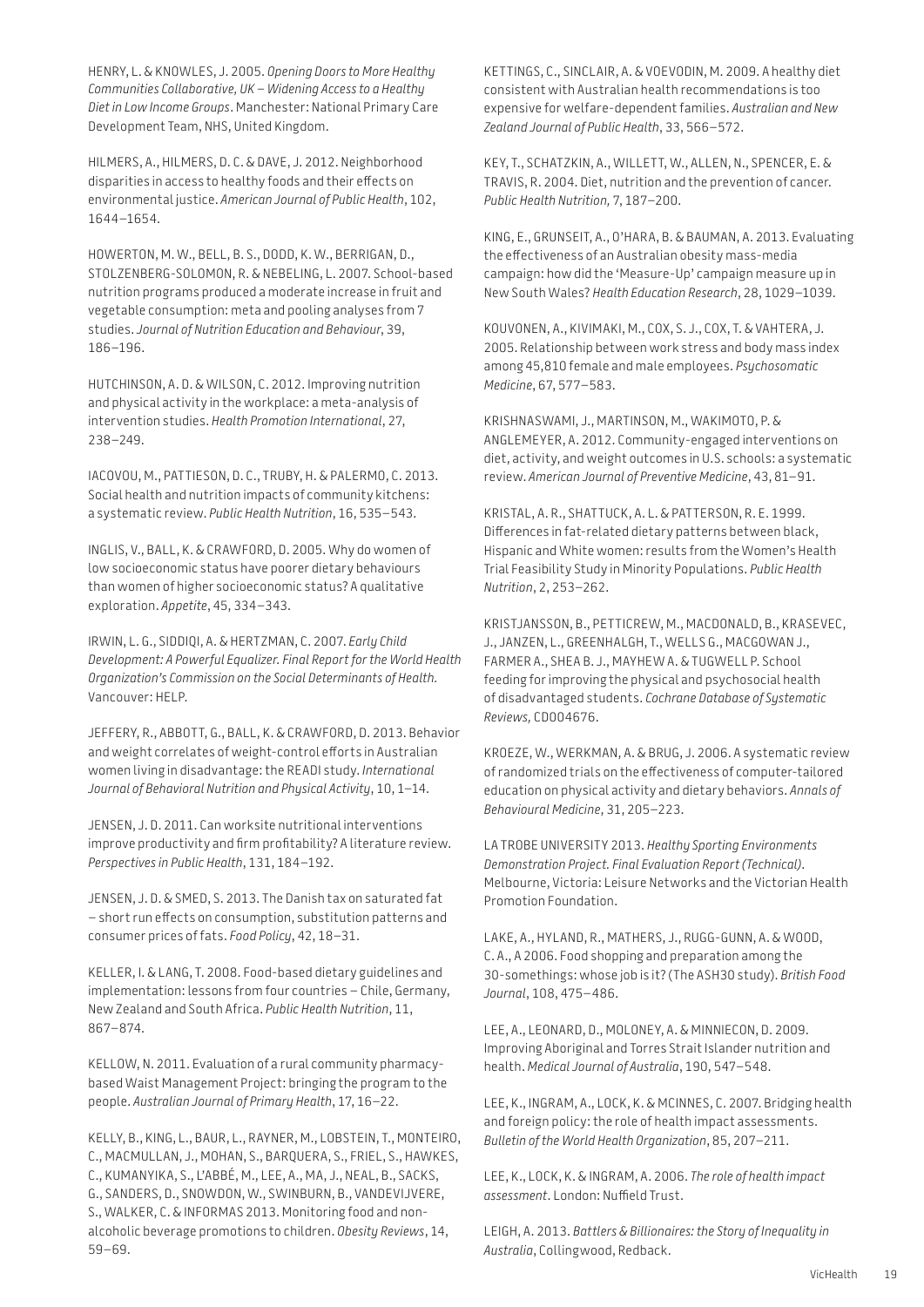HENRY, L. & KNOWLES, J. 2005. *Opening Doors to More Healthy Communities Collaborative, UK – Widening Access to a Healthy Diet in Low Income Groups*. Manchester: National Primary Care Development Team, NHS, United Kingdom.

HILMERS, A., HILMERS, D. C. & DAVE, J. 2012. Neighborhood disparities in access to healthy foods and their effects on environmental justice. *American Journal of Public Health*, 102, 1644–1654.

HOWERTON, M. W., BELL, B. S., DODD, K. W., BERRIGAN, D., STOLZENBERG-SOLOMON, R. & NEBELING, L. 2007. School-based nutrition programs produced a moderate increase in fruit and vegetable consumption: meta and pooling analyses from 7 studies. *Journal of Nutrition Education and Behaviour*, 39, 186–196.

HUTCHINSON, A. D. & WILSON, C. 2012. Improving nutrition and physical activity in the workplace: a meta-analysis of intervention studies. *Health Promotion International*, 27, 238–249.

IACOVOU, M., PATTIESON, D. C., TRUBY, H. & PALERMO, C. 2013. Social health and nutrition impacts of community kitchens: a systematic review. *Public Health Nutrition*, 16, 535–543.

INGLIS, V., BALL, K. & CRAWFORD, D. 2005. Why do women of low socioeconomic status have poorer dietary behaviours than women of higher socioeconomic status? A qualitative exploration. *Appetite*, 45, 334–343.

IRWIN, L. G., SIDDIQI, A. & HERTZMAN, C. 2007. *Early Child Development: A Powerful Equalizer. Final Report for the World Health Organization's Commission on the Social Determinants of Health.* Vancouver: HELP.

JEFFERY, R., ABBOTT, G., BALL, K. & CRAWFORD, D. 2013. Behavior and weight correlates of weight-control efforts in Australian women living in disadvantage: the READI study. *International Journal of Behavioral Nutrition and Physical Activity*, 10, 1–14.

JENSEN, J. D. 2011. Can worksite nutritional interventions improve productivity and firm profitability? A literature review. *Perspectives in Public Health*, 131, 184–192.

JENSEN, J. D. & SMED, S. 2013. The Danish tax on saturated fat – short run effects on consumption, substitution patterns and consumer prices of fats. *Food Policy*, 42, 18–31.

KELLER, I. & LANG, T. 2008. Food-based dietary guidelines and implementation: lessons from four countries – Chile, Germany, New Zealand and South Africa. *Public Health Nutrition*, 11, 867–874.

KELLOW, N. 2011. Evaluation of a rural community pharmacy-based Waist Management Project: bringing the program to the people. *Australian Journal of Primary Health*, 17, 16–22.

KELLY, B., KING, L., BAUR, L., RAYNER, M., LOBSTEIN, T., MONTEIRO, C., MACMULLAN, J., MOHAN, S., BARQUERA, S., FRIEL, S., HAWKES, C., KUMANYIKA, S., L'ABBÉ, M., LEE, A., MA, J., NEAL, B., SACKS, G., SANDERS, D., SNOWDON, W., SWINBURN, B., VANDEVIJVERE, S., WALKER, C. & INFORMAS 2013. Monitoring food and non-alcoholic beverage promotions to children. *Obesity Reviews*, 14, 59–69.

KETTINGS, C., SINCLAIR, A. & VOEVODIN, M. 2009. A healthy diet consistent with Australian health recommendations is too expensive for welfare-dependent families. *Australian and New Zealand Journal of Public Health*, 33, 566–572.

KEY, T., SCHATZKIN, A., WILLETT, W., ALLEN, N., SPENCER, E. & TRAVIS, R. 2004. Diet, nutrition and the prevention of cancer. *Public Health Nutrition,* 7, 187–200.

KING, E., GRUNSEIT, A., O'HARA, B. & BAUMAN, A. 2013. Evaluating the effectiveness of an Australian obesity mass-media campaign: how did the 'Measure-Up' campaign measure up in New South Wales? *Health Education Research*, 28, 1029–1039.

KOUVONEN, A., KIVIMAKI, M., COX, S. J., COX, T. & VAHTERA, J. 2005. Relationship between work stress and body mass index among 45,810 female and male employees. *Psychosomatic Medicine*, 67, 577–583.

KRISHNASWAMI, J., MARTINSON, M., WAKIMOTO, P. & ANGLEMEYER, A. 2012. Community-engaged interventions on diet, activity, and weight outcomes in U.S. schools: a systematic review. *American Journal of Preventive Medicine*, 43, 81–91.

KRISTAL, A. R., SHATTUCK, A. L. & PATTERSON, R. E. 1999. Differences in fat-related dietary patterns between black, Hispanic and White women: results from the Women's Health Trial Feasibility Study in Minority Populations. *Public Health Nutrition*, 2, 253–262.

KRISTJANSSON, B., PETTICREW, M., MACDONALD, B., KRASEVEC, J., JANZEN, L., GREENHALGH, T., WELLS G., MACGOWAN J., FARMER A., SHEA B. J., MAYHEW A. & TUGWELL P. School feeding for improving the physical and psychosocial health of disadvantaged students. *Cochrane Database of Systematic Reviews,* CD004676.

KROEZE, W., WERKMAN, A. & BRUG, J. 2006. A systematic review of randomized trials on the effectiveness of computer-tailored education on physical activity and dietary behaviors. *Annals of Behavioural Medicine*, 31, 205–223.

LA TROBE UNIVERSITY 2013. *Healthy Sporting Environments Demonstration Project. Final Evaluation Report (Technical)*. Melbourne, Victoria: Leisure Networks and the Victorian Health Promotion Foundation.

LAKE, A., HYLAND, R., MATHERS, J., RUGG-GUNN, A. & WOOD, C. A., A 2006. Food shopping and preparation among the 30-somethings: whose job is it? (The ASH30 study). *British Food Journal*, 108, 475–486.

LEE, A., LEONARD, D., MOLONEY, A. & MINNIECON, D. 2009. Improving Aboriginal and Torres Strait Islander nutrition and health. *Medical Journal of Australia*, 190, 547–548.

LEE, K., INGRAM, A., LOCK, K. & MCINNES, C. 2007. Bridging health and foreign policy: the role of health impact assessments. *Bulletin of the World Health Organization*, 85, 207–211.

LEE, K., LOCK, K. & INGRAM, A. 2006. *The role of health impact assessment*. London: Nuffield Trust.

LEIGH, A. 2013. *Battlers & Billionaires: the Story of Inequality in Australia*, Collingwood, Redback.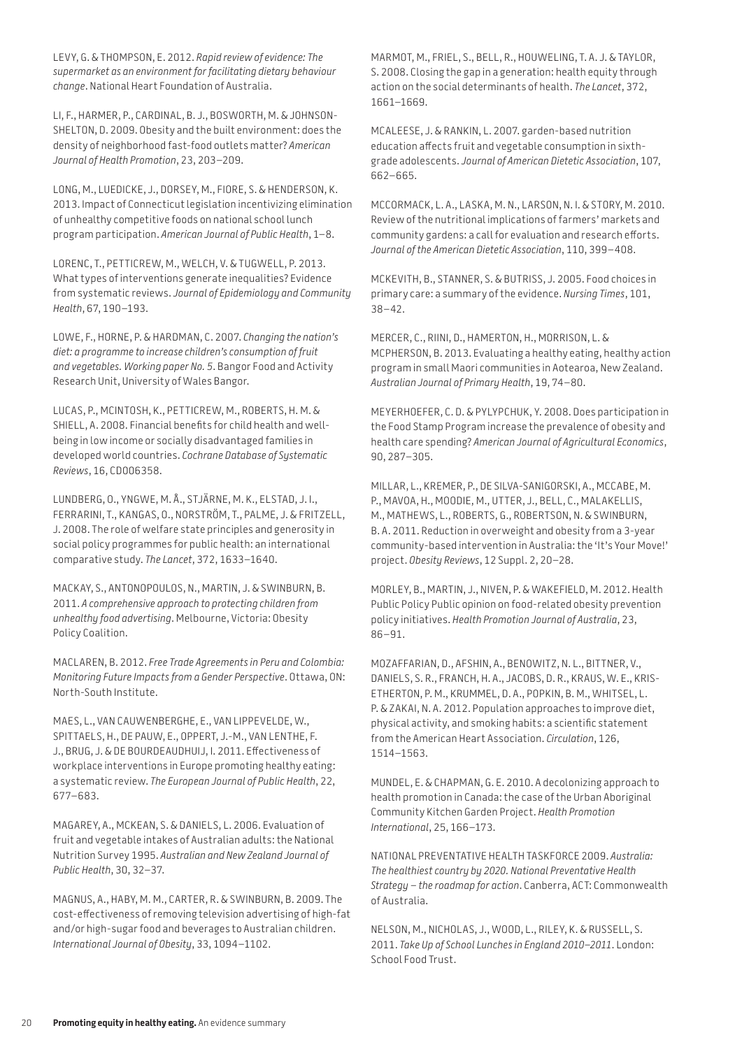LEVY, G. & THOMPSON, E. 2012. *Rapid review of evidence: The supermarket as an environment for facilitating dietary behaviour change*. National Heart Foundation of Australia.

LI, F., HARMER, P., CARDINAL, B. J., BOSWORTH, M. & JOHNSON-SHELTON, D. 2009. Obesity and the built environment: does the density of neighborhood fast-food outlets matter? *American Journal of Health Promotion*, 23, 203–209.

LONG, M., LUEDICKE, J., DORSEY, M., FIORE, S. & HENDERSON, K. 2013. Impact of Connecticut legislation incentivizing elimination of unhealthy competitive foods on national school lunch program participation. *American Journal of Public Health*, 1–8.

LORENC, T., PETTICREW, M., WELCH, V. & TUGWELL, P. 2013. What types of interventions generate inequalities? Evidence from systematic reviews. *Journal of Epidemiology and Community Health*, 67, 190–193.

LOWE, F., HORNE, P. & HARDMAN, C. 2007. *Changing the nation's diet: a programme to increase children's consumption of fruit and vegetables. Working paper No. 5*. Bangor Food and Activity Research Unit, University of Wales Bangor.

LUCAS, P., MCINTOSH, K., PETTICREW, M., ROBERTS, H. M. & SHIELL, A. 2008. Financial benefits for child health and well-being in low income or socially disadvantaged families in developed world countries. *Cochrane Database of Systematic Reviews*, 16, CD006358.

LUNDBERG, O., YNGWE, M. Å., STJÄRNE, M. K., ELSTAD, J. I., FERRARINI, T., KANGAS, O., NORSTRÖM, T., PALME, J. & FRITZELL, J. 2008. The role of welfare state principles and generosity in social policy programmes for public health: an international comparative study. *The Lancet*, 372, 1633–1640.

MACKAY, S., ANTONOPOULOS, N., MARTIN, J. & SWINBURN, B. 2011. *A comprehensive approach to protecting children from unhealthy food advertising*. Melbourne, Victoria: Obesity Policy Coalition.

MACLAREN, B. 2012. *Free Trade Agreements in Peru and Colombia: Monitoring Future Impacts from a Gender Perspective*. Ottawa, ON: North-South Institute.

MAES, L., VAN CAUWENBERGHE, E., VAN LIPPEVELDE, W., SPITTAELS, H., DE PAUW, E., OPPERT, J.-M., VAN LENTHE, F. J., BRUG, J. & DE BOURDEAUDHUIJ, I. 2011. Effectiveness of workplace interventions in Europe promoting healthy eating: a systematic review. *The European Journal of Public Health*, 22, 677–683.

MAGAREY, A., MCKEAN, S. & DANIELS, L. 2006. Evaluation of fruit and vegetable intakes of Australian adults: the National Nutrition Survey 1995. *Australian and New Zealand Journal of Public Health*, 30, 32–37.

MAGNUS, A., HABY, M. M., CARTER, R. & SWINBURN, B. 2009. The cost-effectiveness of removing television advertising of high-fat and/or high-sugar food and beverages to Australian children. *International Journal of Obesity*, 33, 1094–1102.

MARMOT, M., FRIEL, S., BELL, R., HOUWELING, T. A. J. & TAYLOR, S. 2008. Closing the gap in a generation: health equity through action on the social determinants of health. *The Lancet*, 372, 1661–1669.

MCALEESE, J. & RANKIN, L. 2007. garden-based nutrition education affects fruit and vegetable consumption in sixth-grade adolescents. *Journal of American Dietetic Association*, 107, 662–665.

MCCORMACK, L. A., LASKA, M. N., LARSON, N. I. & STORY, M. 2010. Review of the nutritional implications of farmers' markets and community gardens: a call for evaluation and research efforts. *Journal of the American Dietetic Association*, 110, 399–408.

MCKEVITH, B., STANNER, S. & BUTRISS, J. 2005. Food choices in primary care: a summary of the evidence. *Nursing Times*, 101, 38–42.

MERCER, C., RIINI, D., HAMERTON, H., MORRISON, L. & MCPHERSON, B. 2013. Evaluating a healthy eating, healthy action program in small Maori communities in Aotearoa, New Zealand. *Australian Journal of Primary Health*, 19, 74–80.

MEYERHOEFER, C. D. & PYLYPCHUK, Y. 2008. Does participation in the Food Stamp Program increase the prevalence of obesity and health care spending? *American Journal of Agricultural Economics*, 90, 287–305.

MILLAR, L., KREMER, P., DE SILVA-SANIGORSKI, A., MCCABE, M. P., MAVOA, H., MOODIE, M., UTTER, J., BELL, C., MALAKELLIS, M., MATHEWS, L., ROBERTS, G., ROBERTSON, N. & SWINBURN, B. A. 2011. Reduction in overweight and obesity from a 3-year community-based intervention in Australia: the 'It's Your Move!' project. *Obesity Reviews*, 12 Suppl. 2, 20–28.

MORLEY, B., MARTIN, J., NIVEN, P. & WAKEFIELD, M. 2012. Health Public Policy Public opinion on food-related obesity prevention policy initiatives. *Health Promotion Journal of Australia*, 23, 86–91.

MOZAFFARIAN, D., AFSHIN, A., BENOWITZ, N. L., BITTNER, V., DANIELS, S. R., FRANCH, H. A., JACOBS, D. R., KRAUS, W. E., KRIS-ETHERTON, P. M., KRUMMEL, D. A., POPKIN, B. M., WHITSEL, L. P. & ZAKAI, N. A. 2012. Population approaches to improve diet, physical activity, and smoking habits: a scientific statement from the American Heart Association. *Circulation*, 126, 1514–1563.

MUNDEL, E. & CHAPMAN, G. E. 2010. A decolonizing approach to health promotion in Canada: the case of the Urban Aboriginal Community Kitchen Garden Project. *Health Promotion International*, 25, 166–173.

NATIONAL PREVENTATIVE HEALTH TASKFORCE 2009. *Australia: The healthiest country by 2020. National Preventative Health Strategy – the roadmap for action*. Canberra, ACT: Commonwealth of Australia.

NELSON, M., NICHOLAS, J., WOOD, L., RILEY, K. & RUSSELL, S. 2011. *Take Up of School Lunches in England 2010–2011*. London: School Food Trust.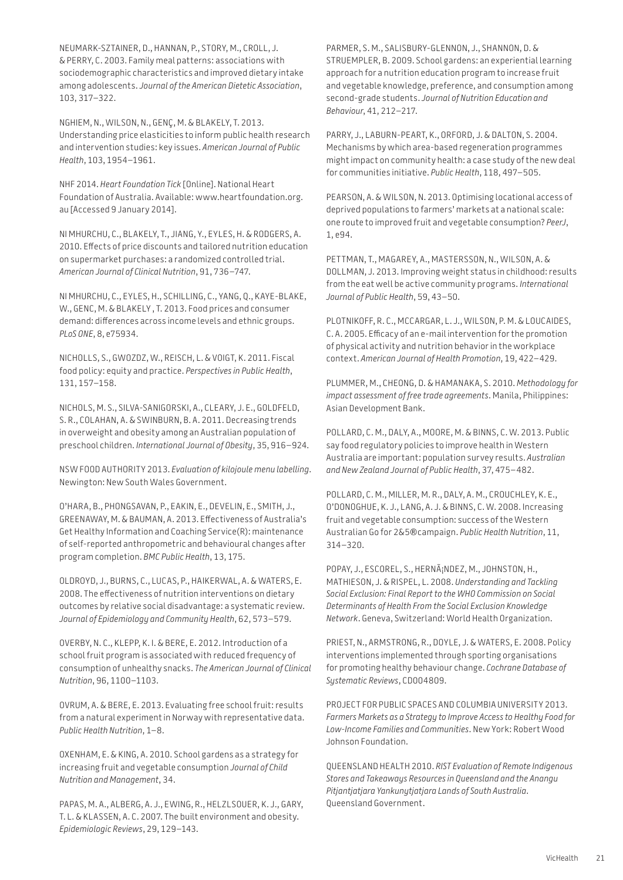NEUMARK-SZTAINER, D., HANNAN, P., STORY, M., CROLL, J. & PERRY, C. 2003. Family meal patterns: associations with sociodemographic characteristics and improved dietary intake among adolescents. *Journal of the American Dietetic Association*, 103, 317–322.

NGHIEM, N., WILSON, N., GENÇ, M. & BLAKELY, T. 2013. Understanding price elasticities to inform public health research and intervention studies: key issues. *American Journal of Public Health*, 103, 1954–1961.

NHF 2014. *Heart Foundation Tick* [Online]. National Heart Foundation of Australia. Available: www.heartfoundation.org.au [Accessed 9 January 2014].

NI MHURCHU, C., BLAKELY, T., JIANG, Y., EYLES, H. & RODGERS, A. 2010. Effects of price discounts and tailored nutrition education on supermarket purchases: a randomized controlled trial. *American Journal of Clinical Nutrition*, 91, 736–747.

NI MHURCHU, C., EYLES, H., SCHILLING, C., YANG, Q., KAYE-BLAKE, W., GENC, M. & BLAKELY , T. 2013. Food prices and consumer demand: differences across income levels and ethnic groups. *PLoS ONE*, 8, e75934.

NICHOLLS, S., GWOZDZ, W., REISCH, L. & VOIGT, K. 2011. Fiscal food policy: equity and practice. *Perspectives in Public Health*, 131, 157–158.

NICHOLS, M. S., SILVA-SANIGORSKI, A., CLEARY, J. E., GOLDFELD, S. R., COLAHAN, A. & SWINBURN, B. A. 2011. Decreasing trends in overweight and obesity among an Australian population of preschool children. *International Journal of Obesity*, 35, 916–924.

NSW FOOD AUTHORITY 2013. *Evaluation of kilojoule menu labelling*. Newington: New South Wales Government.

O'HARA, B., PHONGSAVAN, P., EAKIN, E., DEVELIN, E., SMITH, J., GREENAWAY, M. & BAUMAN, A. 2013. Effectiveness of Australia's Get Healthy Information and Coaching Service(R): maintenance of self-reported anthropometric and behavioural changes after program completion. *BMC Public Health*, 13, 175.

OLDROYD, J., BURNS, C., LUCAS, P., HAIKERWAL, A. & WATERS, E. 2008. The effectiveness of nutrition interventions on dietary outcomes by relative social disadvantage: a systematic review. *Journal of Epidemiology and Community Health*, 62, 573–579.

OVERBY, N. C., KLEPP, K. I. & BERE, E. 2012. Introduction of a school fruit program is associated with reduced frequency of consumption of unhealthy snacks. *The American Journal of Clinical Nutrition*, 96, 1100–1103.

OVRUM, A. & BERE, E. 2013. Evaluating free school fruit: results from a natural experiment in Norway with representative data. *Public Health Nutrition*, 1–8.

OXENHAM, E. & KING, A. 2010. School gardens as a strategy for increasing fruit and vegetable consumption *Journal of Child Nutrition and Management*, 34.

PAPAS, M. A., ALBERG, A. J., EWING, R., HELZLSOUER, K. J., GARY, T. L. & KLASSEN, A. C. 2007. The built environment and obesity. *Epidemiologic Reviews*, 29, 129–143.

PARMER, S. M., SALISBURY-GLENNON, J., SHANNON, D. & STRUEMPLER, B. 2009. School gardens: an experiential learning approach for a nutrition education program to increase fruit and vegetable knowledge, preference, and consumption among second-grade students. *Journal of Nutrition Education and Behaviour*, 41, 212–217.

PARRY, J., LABURN-PEART, K., ORFORD, J. & DALTON, S. 2004. Mechanisms by which area-based regeneration programmes might impact on community health: a case study of the new deal for communities initiative. *Public Health*, 118, 497–505.

PEARSON, A. & WILSON, N. 2013. Optimising locational access of deprived populations to farmers' markets at a national scale: one route to improved fruit and vegetable consumption? *PeerJ*, 1, e94.

PETTMAN, T., MAGAREY, A., MASTERSSON, N., WILSON, A. & DOLLMAN, J. 2013. Improving weight status in childhood: results from the eat well be active community programs. *International Journal of Public Health*, 59, 43–50.

PLOTNIKOFF, R. C., MCCARGAR, L. J., WILSON, P. M. & LOUCAIDES, C. A. 2005. Efficacy of an e-mail intervention for the promotion of physical activity and nutrition behavior in the workplace context. *American Journal of Health Promotion*, 19, 422–429.

PLUMMER, M., CHEONG, D. & HAMANAKA, S. 2010. *Methodology for impact assessment of free trade agreements*. Manila, Philippines: Asian Development Bank.

POLLARD, C. M., DALY, A., MOORE, M. & BINNS, C. W. 2013. Public say food regulatory policies to improve health in Western Australia are important: population survey results. *Australian and New Zealand Journal of Public Health*, 37, 475–482.

POLLARD, C. M., MILLER, M. R., DALY, A. M., CROUCHLEY, K. E., O'DONOGHUE, K. J., LANG, A. J. & BINNS, C. W. 2008. Increasing fruit and vegetable consumption: success of the Western Australian Go for 2&5®campaign. *Public Health Nutrition*, 11, 314–320.

POPAY, J., ESCOREL, S., HERNÃ¡NDEZ, M., JOHNSTON, H., MATHIESON, J. & RISPEL, L. 2008. *Understanding and Tackling Social Exclusion: Final Report to the WHO Commission on Social Determinants of Health From the Social Exclusion Knowledge Network*. Geneva, Switzerland: World Health Organization.

PRIEST, N., ARMSTRONG, R., DOYLE, J. & WATERS, E. 2008. Policy interventions implemented through sporting organisations for promoting healthy behaviour change. *Cochrane Database of Systematic Reviews*, CD004809.

PROJECT FOR PUBLIC SPACES AND COLUMBIA UNIVERSITY 2013. *Farmers Markets as a Strategy to Improve Access to Healthy Food for Low-Income Families and Communities*. New York: Robert Wood Johnson Foundation.

QUEENSLAND HEALTH 2010. *RIST Evaluation of Remote Indigenous Stores and Takeaways Resources in Queensland and the Anangu Pitjantjatjara Yankunytjatjara Lands of South Australia*. Queensland Government.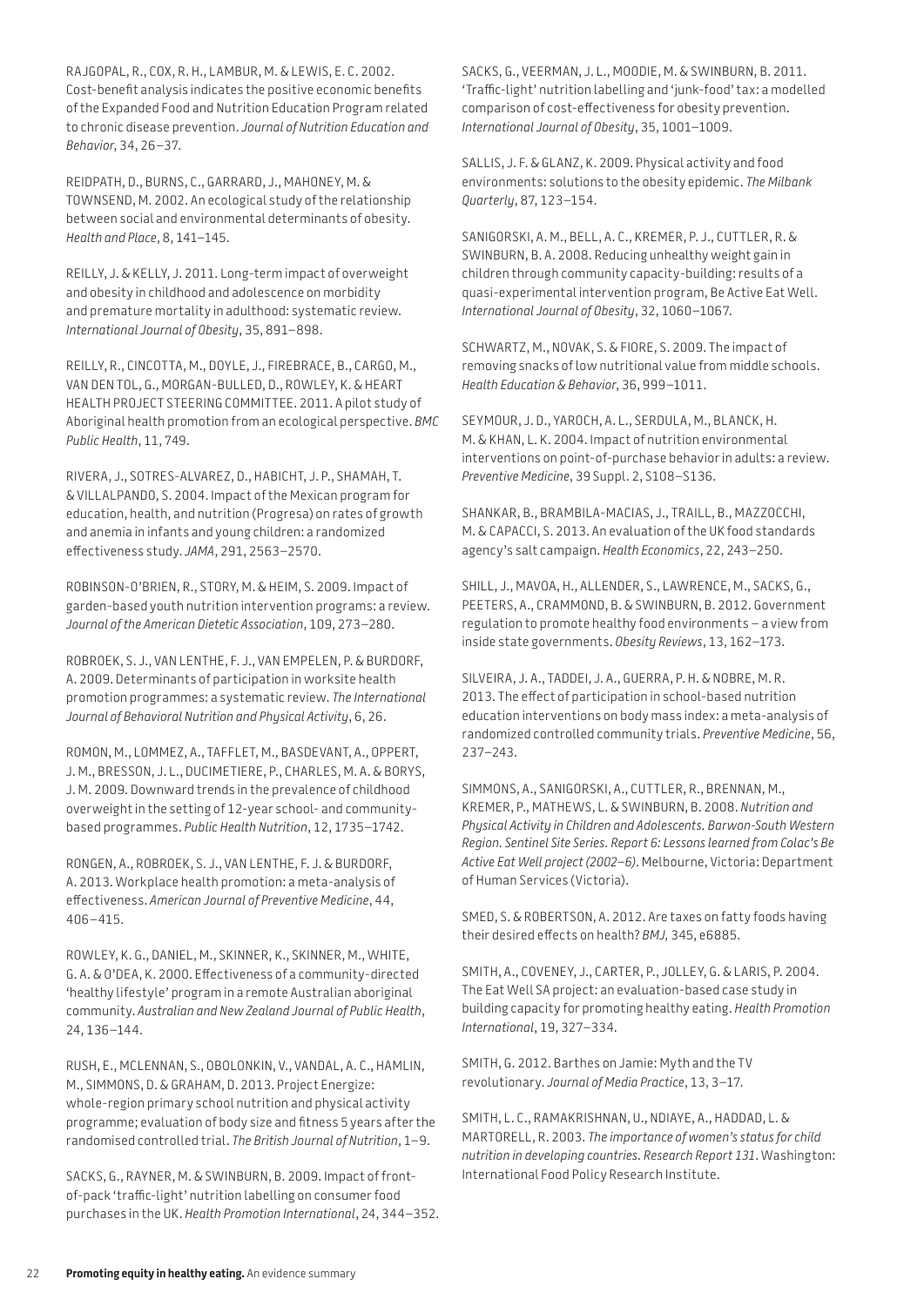RAJGOPAL, R., COX, R. H., LAMBUR, M. & LEWIS, E. C. 2002. Cost-benefit analysis indicates the positive economic benefits of the Expanded Food and Nutrition Education Program related to chronic disease prevention. *Journal of Nutrition Education and Behavior*, 34, 26–37.

REIDPATH, D., BURNS, C., GARRARD, J., MAHONEY, M. & TOWNSEND, M. 2002. An ecological study of the relationship between social and environmental determinants of obesity. *Health and Place*, 8, 141–145.

REILLY, J. & KELLY, J. 2011. Long-term impact of overweight and obesity in childhood and adolescence on morbidity and premature mortality in adulthood: systematic review. *International Journal of Obesity*, 35, 891–898.

REILLY, R., CINCOTTA, M., DOYLE, J., FIREBRACE, B., CARGO, M., VAN DEN TOL, G., MORGAN-BULLED, D., ROWLEY, K. & HEART HEALTH PROJECT STEERING COMMITTEE. 2011. A pilot study of Aboriginal health promotion from an ecological perspective. *BMC Public Health*, 11, 749.

RIVERA, J., SOTRES-ALVAREZ, D., HABICHT, J. P., SHAMAH, T. & VILLALPANDO, S. 2004. Impact of the Mexican program for education, health, and nutrition (Progresa) on rates of growth and anemia in infants and young children: a randomized effectiveness study. *JAMA*, 291, 2563–2570.

ROBINSON-O'BRIEN, R., STORY, M. & HEIM, S. 2009. Impact of garden-based youth nutrition intervention programs: a review. *Journal of the American Dietetic Association*, 109, 273–280.

ROBROEK, S. J., VAN LENTHE, F. J., VAN EMPELEN, P. & BURDORF, A. 2009. Determinants of participation in worksite health promotion programmes: a systematic review. *The International Journal of Behavioral Nutrition and Physical Activity*, 6, 26.

ROMON, M., LOMMEZ, A., TAFFLET, M., BASDEVANT, A., OPPERT, J. M., BRESSON, J. L., DUCIMETIERE, P., CHARLES, M. A. & BORYS, J. M. 2009. Downward trends in the prevalence of childhood overweight in the setting of 12-year school- and community-based programmes. *Public Health Nutrition*, 12, 1735–1742.

RONGEN, A., ROBROEK, S. J., VAN LENTHE, F. J. & BURDORF, A. 2013. Workplace health promotion: a meta-analysis of effectiveness. *American Journal of Preventive Medicine*, 44, 406–415.

ROWLEY, K. G., DANIEL, M., SKINNER, K., SKINNER, M., WHITE, G. A. & O'DEA, K. 2000. Effectiveness of a community-directed 'healthy lifestyle' program in a remote Australian aboriginal community. *Australian and New Zealand Journal of Public Health*, 24, 136–144.

RUSH, E., MCLENNAN, S., OBOLONKIN, V., VANDAL, A. C., HAMLIN, M., SIMMONS, D. & GRAHAM, D. 2013. Project Energize: whole-region primary school nutrition and physical activity programme; evaluation of body size and fitness 5 years after the randomised controlled trial. *The British Journal of Nutrition*, 1–9.

SACKS, G., RAYNER, M. & SWINBURN, B. 2009. Impact of front-of-pack 'traffic-light' nutrition labelling on consumer food purchases in the UK. *Health Promotion International*, 24, 344–352.

SACKS, G., VEERMAN, J. L., MOODIE, M. & SWINBURN, B. 2011. 'Traffic-light' nutrition labelling and 'junk-food' tax: a modelled comparison of cost-effectiveness for obesity prevention. *International Journal of Obesity*, 35, 1001–1009.

SALLIS, J. F. & GLANZ, K. 2009. Physical activity and food environments: solutions to the obesity epidemic. *The Milbank Quarterly*, 87, 123–154.

SANIGORSKI, A. M., BELL, A. C., KREMER, P. J., CUTTLER, R. & SWINBURN, B. A. 2008. Reducing unhealthy weight gain in children through community capacity-building: results of a quasi-experimental intervention program, Be Active Eat Well. *International Journal of Obesity*, 32, 1060–1067.

SCHWARTZ, M., NOVAK, S. & FIORE, S. 2009. The impact of removing snacks of low nutritional value from middle schools. *Health Education & Behavior*, 36, 999–1011.

SEYMOUR, J. D., YAROCH, A. L., SERDULA, M., BLANCK, H. M. & KHAN, L. K. 2004. Impact of nutrition environmental interventions on point-of-purchase behavior in adults: a review. *Preventive Medicine*, 39 Suppl. 2, S108–S136.

SHANKAR, B., BRAMBILA-MACIAS, J., TRAILL, B., MAZZOCCHI, M. & CAPACCI, S. 2013. An evaluation of the UK food standards agency's salt campaign. *Health Economics*, 22, 243–250.

SHILL, J., MAVOA, H., ALLENDER, S., LAWRENCE, M., SACKS, G., PEETERS, A., CRAMMOND, B. & SWINBURN, B. 2012. Government regulation to promote healthy food environments – a view from inside state governments. *Obesity Reviews*, 13, 162–173.

SILVEIRA, J. A., TADDEI, J. A., GUERRA, P. H. & NOBRE, M. R. 2013. The effect of participation in school-based nutrition education interventions on body mass index: a meta-analysis of randomized controlled community trials. *Preventive Medicine*, 56, 237–243.

SIMMONS, A., SANIGORSKI, A., CUTTLER, R., BRENNAN, M., KREMER, P., MATHEWS, L. & SWINBURN, B. 2008. *Nutrition and Physical Activity in Children and Adolescents. Barwon-South Western Region. Sentinel Site Series. Report 6: Lessons learned from Colac's Be Active Eat Well project (2002–6)*. Melbourne, Victoria: Department of Human Services (Victoria).

SMED, S. & ROBERTSON, A. 2012. Are taxes on fatty foods having their desired effects on health? *BMJ*, 345, e6885.

SMITH, A., COVENEY, J., CARTER, P., JOLLEY, G. & LARIS, P. 2004. The Eat Well SA project: an evaluation-based case study in building capacity for promoting healthy eating. *Health Promotion International*, 19, 327–334.

SMITH, G. 2012. Barthes on Jamie: Myth and the TV revolutionary. *Journal of Media Practice*, 13, 3–17.

SMITH, L. C., RAMAKRISHNAN, U., NDIAYE, A., HADDAD, L. & MARTORELL, R. 2003. *The importance of women's status for child nutrition in developing countries. Research Report 131*. Washington: International Food Policy Research Institute.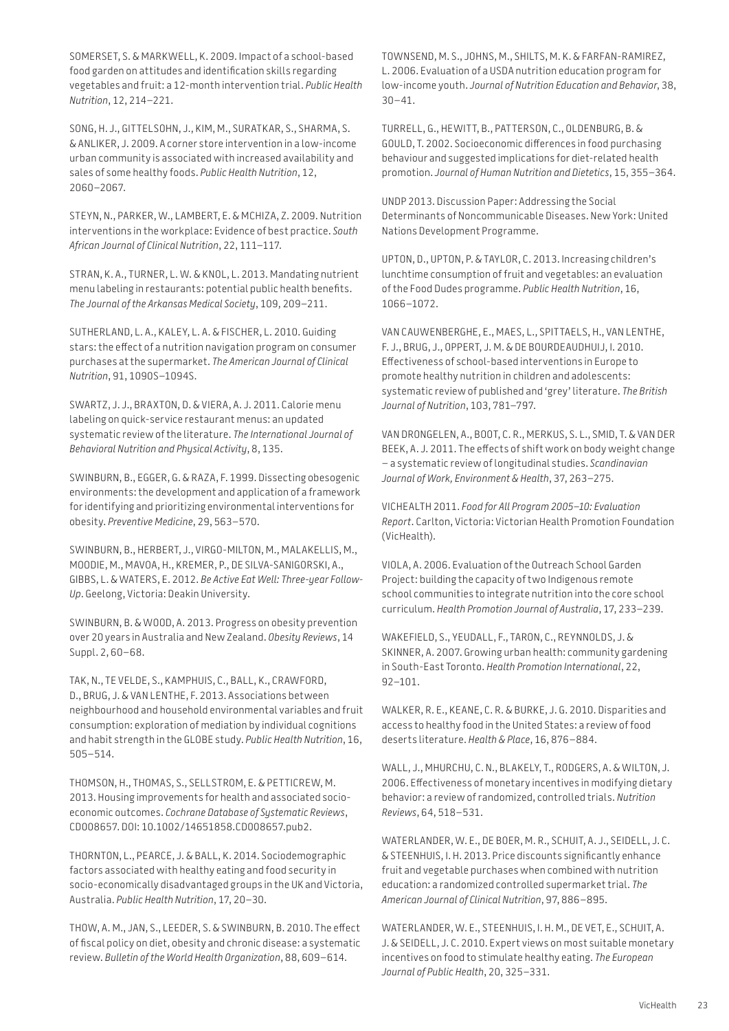SOMERSET, S. & MARKWELL, K. 2009. Impact of a school-based food garden on attitudes and identification skills regarding vegetables and fruit: a 12-month intervention trial. *Public Health Nutrition*, 12, 214–221.

SONG, H. J., GITTELSOHN, J., KIM, M., SURATKAR, S., SHARMA, S. & ANLIKER, J. 2009. A corner store intervention in a low-income urban community is associated with increased availability and sales of some healthy foods. *Public Health Nutrition*, 12, 2060–2067.

STEYN, N., PARKER, W., LAMBERT, E. & MCHIZA, Z. 2009. Nutrition interventions in the workplace: Evidence of best practice. *South African Journal of Clinical Nutrition*, 22, 111–117.

STRAN, K. A., TURNER, L. W. & KNOL, L. 2013. Mandating nutrient menu labeling in restaurants: potential public health benefits. *The Journal of the Arkansas Medical Society*, 109, 209–211.

SUTHERLAND, L. A., KALEY, L. A. & FISCHER, L. 2010. Guiding stars: the effect of a nutrition navigation program on consumer purchases at the supermarket. *The American Journal of Clinical Nutrition*, 91, 1090S–1094S.

SWARTZ, J. J., BRAXTON, D. & VIERA, A. J. 2011. Calorie menu labeling on quick-service restaurant menus: an updated systematic review of the literature. *The International Journal of Behavioral Nutrition and Physical Activity*, 8, 135.

SWINBURN, B., EGGER, G. & RAZA, F. 1999. Dissecting obesogenic environments: the development and application of a framework for identifying and prioritizing environmental interventions for obesity. *Preventive Medicine*, 29, 563–570.

SWINBURN, B., HERBERT, J., VIRGO-MILTON, M., MALAKELLIS, M., MOODIE, M., MAVOA, H., KREMER, P., DE SILVA-SANIGORSKI, A., GIBBS, L. & WATERS, E. 2012. *Be Active Eat Well: Three-year Follow-Up*. Geelong, Victoria: Deakin University.

SWINBURN, B. & WOOD, A. 2013. Progress on obesity prevention over 20 years in Australia and New Zealand. *Obesity Reviews*, 14 Suppl. 2, 60–68.

TAK, N., TE VELDE, S., KAMPHUIS, C., BALL, K., CRAWFORD, D., BRUG, J. & VAN LENTHE, F. 2013. Associations between neighbourhood and household environmental variables and fruit consumption: exploration of mediation by individual cognitions and habit strength in the GLOBE study. *Public Health Nutrition*, 16, 505–514.

THOMSON, H., THOMAS, S., SELLSTROM, E. & PETTICREW, M. 2013. Housing improvements for health and associated socio-economic outcomes. *Cochrane Database of Systematic Reviews*, CD008657. DOI: 10.1002/14651858.CD008657.pub2.

THORNTON, L., PEARCE, J. & BALL, K. 2014. Sociodemographic factors associated with healthy eating and food security in socio-economically disadvantaged groups in the UK and Victoria, Australia. *Public Health Nutrition*, 17, 20–30.

THOW, A. M., JAN, S., LEEDER, S. & SWINBURN, B. 2010. The effect of fiscal policy on diet, obesity and chronic disease: a systematic review. *Bulletin of the World Health Organization*, 88, 609–614.

TOWNSEND, M. S., JOHNS, M., SHILTS, M. K. & FARFAN-RAMIREZ, L. 2006. Evaluation of a USDA nutrition education program for low-income youth. *Journal of Nutrition Education and Behavior*, 38, 30–41.

TURRELL, G., HEWITT, B., PATTERSON, C., OLDENBURG, B. & GOULD, T. 2002. Socioeconomic differences in food purchasing behaviour and suggested implications for diet-related health promotion. *Journal of Human Nutrition and Dietetics*, 15, 355–364.

UNDP 2013. Discussion Paper: Addressing the Social Determinants of Noncommunicable Diseases. New York: United Nations Development Programme.

UPTON, D., UPTON, P. & TAYLOR, C. 2013. Increasing children's lunchtime consumption of fruit and vegetables: an evaluation of the Food Dudes programme. *Public Health Nutrition*, 16, 1066–1072.

VAN CAUWENBERGHE, E., MAES, L., SPITTAELS, H., VAN LENTHE, F. J., BRUG, J., OPPERT, J. M. & DE BOURDEAUDHUIJ, I. 2010. Effectiveness of school-based interventions in Europe to promote healthy nutrition in children and adolescents: systematic review of published and 'grey' literature. *The British Journal of Nutrition*, 103, 781–797.

VAN DRONGELEN, A., BOOT, C. R., MERKUS, S. L., SMID, T. & VAN DER BEEK, A. J. 2011. The effects of shift work on body weight change – a systematic review of longitudinal studies. *Scandinavian Journal of Work, Environment & Health*, 37, 263–275.

VICHEALTH 2011. *Food for All Program 2005–10: Evaluation Report*. Carlton, Victoria: Victorian Health Promotion Foundation (VicHealth).

VIOLA, A. 2006. Evaluation of the Outreach School Garden Project: building the capacity of two Indigenous remote school communities to integrate nutrition into the core school curriculum. *Health Promotion Journal of Australia*, 17, 233–239.

WAKEFIELD, S., YEUDALL, F., TARON, C., REYNNOLDS, J. & SKINNER, A. 2007. Growing urban health: community gardening in South-East Toronto. *Health Promotion International*, 22, 92–101.

WALKER, R. E., KEANE, C. R. & BURKE, J. G. 2010. Disparities and access to healthy food in the United States: a review of food deserts literature. *Health & Place*, 16, 876–884.

WALL, J., MHURCHU, C. N., BLAKELY, T., RODGERS, A. & WILTON, J. 2006. Effectiveness of monetary incentives in modifying dietary behavior: a review of randomized, controlled trials. *Nutrition Reviews*, 64, 518–531.

WATERLANDER, W. E., DE BOER, M. R., SCHUIT, A. J., SEIDELL, J. C. & STEENHUIS, I. H. 2013. Price discounts significantly enhance fruit and vegetable purchases when combined with nutrition education: a randomized controlled supermarket trial. *The American Journal of Clinical Nutrition*, 97, 886–895.

WATERLANDER, W. E., STEENHUIS, I. H. M., DE VET, E., SCHUIT, A. J. & SEIDELL, J. C. 2010. Expert views on most suitable monetary incentives on food to stimulate healthy eating. *The European Journal of Public Health*, 20, 325–331.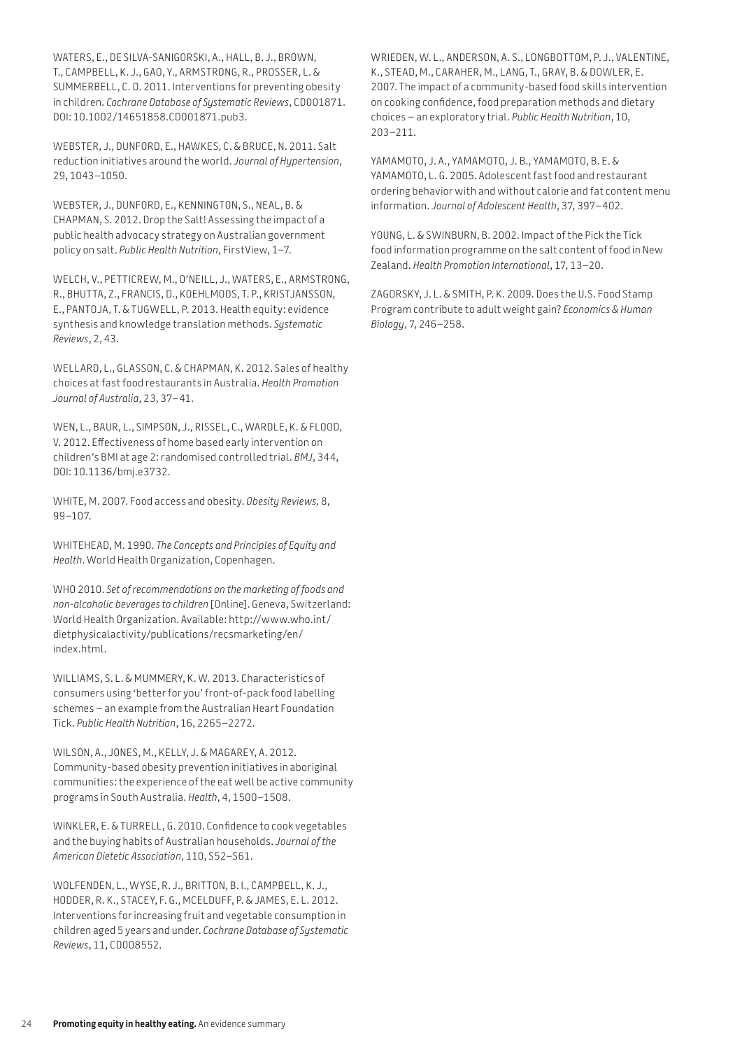WATERS, E., DE SILVA-SANIGORSKI, A., HALL, B. J., BROWN, T., CAMPBELL, K. J., GAO, Y., ARMSTRONG, R., PROSSER, L. & SUMMERBELL, C. D. 2011. Interventions for preventing obesity in children. *Cochrane Database of Systematic Reviews*, CD001871. DOI: 10.1002/14651858.CD001871.pub3.

WEBSTER, J., DUNFORD, E., HAWKES, C. & BRUCE, N. 2011. Salt reduction initiatives around the world. *Journal of Hypertension*, 29, 1043–1050.

WEBSTER, J., DUNFORD, E., KENNINGTON, S., NEAL, B. & CHAPMAN, S. 2012. Drop the Salt! Assessing the impact of a public health advocacy strategy on Australian government policy on salt. *Public Health Nutrition*, FirstView, 1–7.

WELCH, V., PETTICREW, M., O'NEILL, J., WATERS, E., ARMSTRONG, R., BHUTTA, Z., FRANCIS, D., KOEHLMOOS, T. P., KRISTJANSSON, E., PANTOJA, T. & TUGWELL, P. 2013. Health equity: evidence synthesis and knowledge translation methods. *Systematic Reviews*, 2, 43.

WELLARD, L., GLASSON, C. & CHAPMAN, K. 2012. Sales of healthy choices at fast food restaurants in Australia. *Health Promotion Journal of Australia*, 23, 37–41.

WEN, L., BAUR, L., SIMPSON, J., RISSEL, C., WARDLE, K. & FLOOD, V. 2012. Effectiveness of home based early intervention on children's BMI at age 2: randomised controlled trial. *BMJ*, 344, DOI: 10.1136/bmj.e3732.

WHITE, M. 2007. Food access and obesity. *Obesity Reviews,* 8, 99–107.

WHITEHEAD, M. 1990. *The Concepts and Principles of Equity and Health*. World Health Organization, Copenhagen.

WHO 2010. *Set of recommendations on the marketing of foods and non-alcoholic beverages to children* [Online]. Geneva, Switzerland: World Health Organization. Available: http://www.who.int/dietphysicalactivity/publications/recsmarketing/en/index.html.

WILLIAMS, S. L. & MUMMERY, K. W. 2013. Characteristics of consumers using 'better for you' front-of-pack food labelling schemes – an example from the Australian Heart Foundation Tick. *Public Health Nutrition*, 16, 2265–2272.

WILSON, A., JONES, M., KELLY, J. & MAGAREY, A. 2012. Community-based obesity prevention initiatives in aboriginal communities: the experience of the eat well be active community programs in South Australia. *Health*, 4, 1500–1508.

WINKLER, E. & TURRELL, G. 2010. Confidence to cook vegetables and the buying habits of Australian households. *Journal of the American Dietetic Association*, 110, S52–S61.

WOLFENDEN, L., WYSE, R. J., BRITTON, B. I., CAMPBELL, K. J., HODDER, R. K., STACEY, F. G., MCELDUFF, P. & JAMES, E. L. 2012. Interventions for increasing fruit and vegetable consumption in children aged 5 years and under. *Cochrane Database of Systematic Reviews*, 11, CD008552.

WRIEDEN, W. L., ANDERSON, A. S., LONGBOTTOM, P. J., VALENTINE, K., STEAD, M., CARAHER, M., LANG, T., GRAY, B. & DOWLER, E. 2007. The impact of a community-based food skills intervention on cooking confidence, food preparation methods and dietary choices – an exploratory trial. *Public Health Nutrition*, 10, 203–211.

YAMAMOTO, J. A., YAMAMOTO, J. B., YAMAMOTO, B. E. & YAMAMOTO, L. G. 2005. Adolescent fast food and restaurant ordering behavior with and without calorie and fat content menu information. *Journal of Adolescent Health*, 37, 397–402.

YOUNG, L. & SWINBURN, B. 2002. Impact of the Pick the Tick food information programme on the salt content of food in New Zealand. *Health Promotion International*, 17, 13–20.

ZAGORSKY, J. L. & SMITH, P. K. 2009. Does the U.S. Food Stamp Program contribute to adult weight gain? *Economics & Human Biology*, 7, 246–258.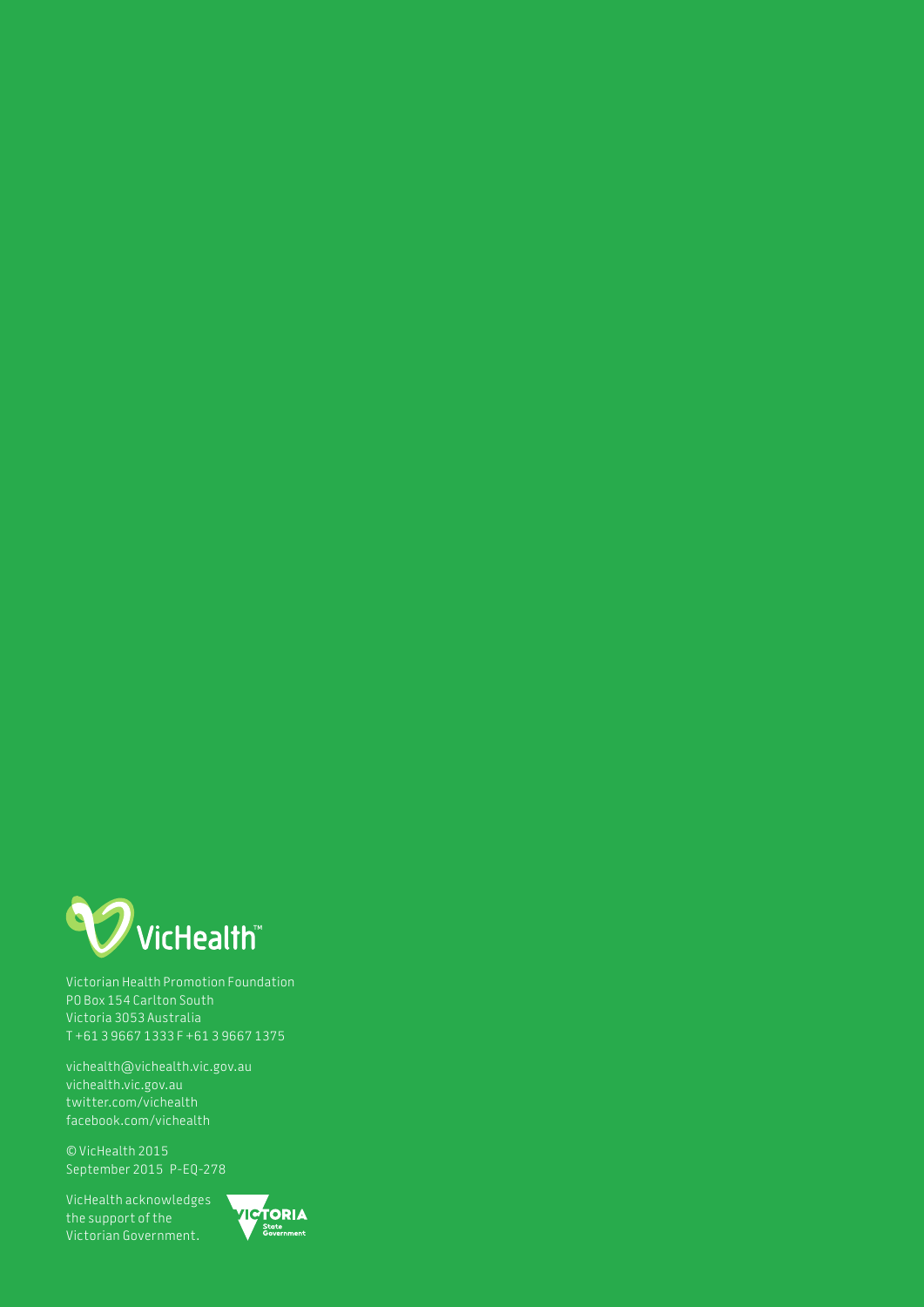VicHealth™

Victorian Health Promotion Foundation
PO Box 154 Carlton South
Victoria 3053 Australia
T +61 3 9667 1333 F +61 3 9667 1375

vichealth@vichealth.vic.gov.au
vichealth.vic.gov.au
twitter.com/vichealth
facebook.com/vichealth

© VicHealth 2015
September 2015 P-EQ-278

VicHealth acknowledges the support of the Victorian Government.

VICTORIA State Government